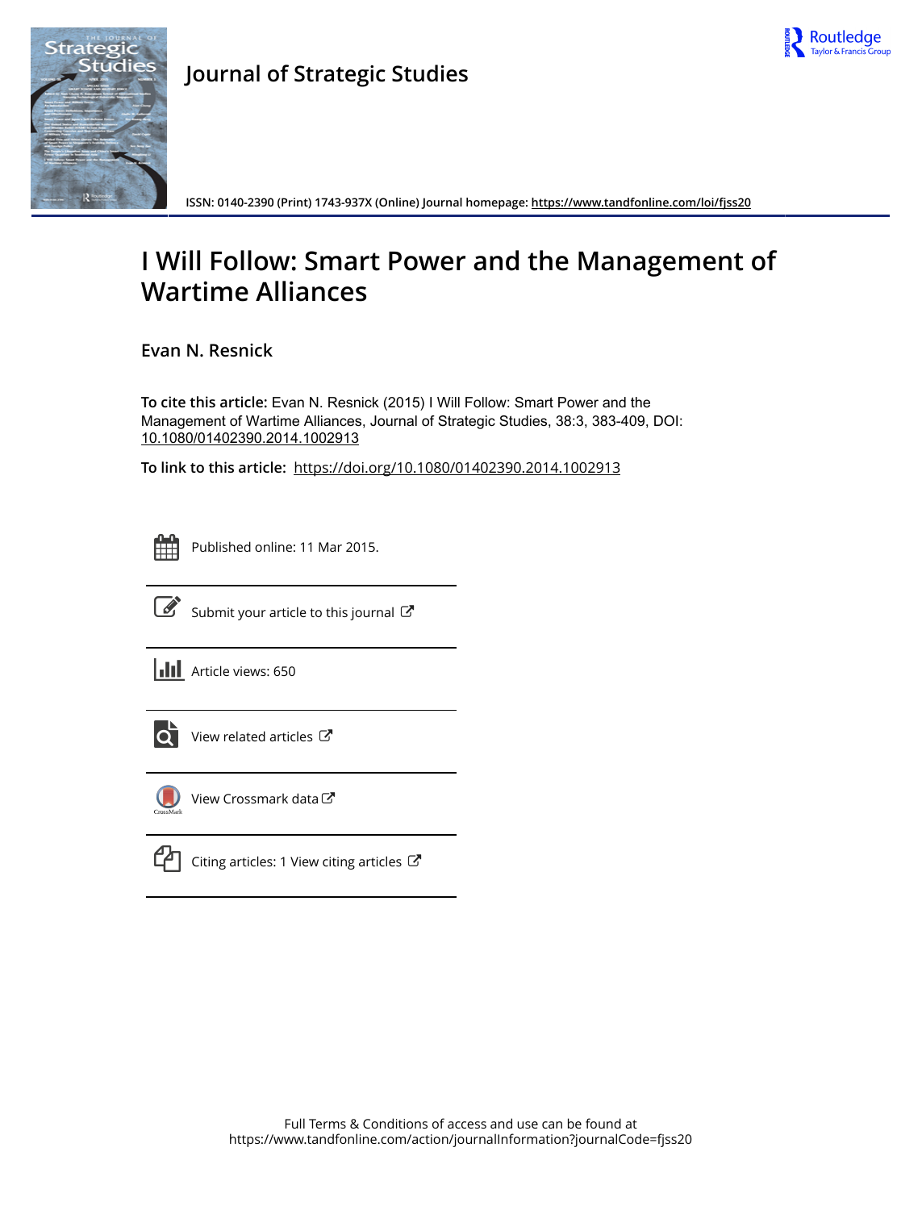Journal of Strategic Studies

ISSN: 0140-2390 (Print) 1743-937X (Online) Journal homepage: https://www.tandfonline.com/loi/fjss20

# I Will Follow: Smart Power and the Management of Wartime Alliances

Evan N. Resnick

**To cite this article:** Evan N. Resnick (2015) I Will Follow: Smart Power and the Management of Wartime Alliances, Journal of Strategic Studies, 38:3, 383-409, DOI: 10.1080/01402390.2014.1002913

**To link to this article:** https://doi.org/10.1080/01402390.2014.1002913

Published online: 11 Mar 2015.

Submit your article to this journal

Article views: 650

View related articles

View Crossmark data

Citing articles: 1 View citing articles

Full Terms & Conditions of access and use can be found at https://www.tandfonline.com/action/journalInformation?journalCode=fjss20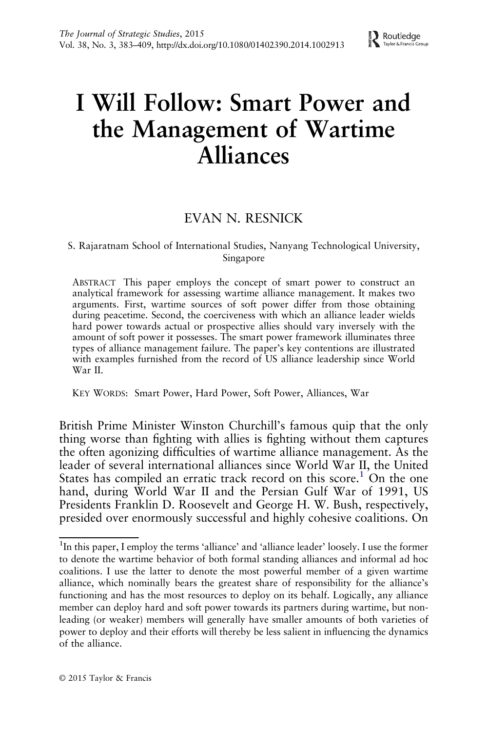# I Will Follow: Smart Power and the Management of Wartime Alliances

EVAN N. RESNICK

S. Rajaratnam School of International Studies, Nanyang Technological University, Singapore

ABSTRACT This paper employs the concept of smart power to construct an analytical framework for assessing wartime alliance management. It makes two arguments. First, wartime sources of soft power differ from those obtaining during peacetime. Second, the coerciveness with which an alliance leader wields hard power towards actual or prospective allies should vary inversely with the amount of soft power it possesses. The smart power framework illuminates three types of alliance management failure. The paper's key contentions are illustrated with examples furnished from the record of US alliance leadership since World War II.

KEY WORDS: Smart Power, Hard Power, Soft Power, Alliances, War

British Prime Minister Winston Churchill's famous quip that the only thing worse than fighting with allies is fighting without them captures the often agonizing difficulties of wartime alliance management. As the leader of several international alliances since World War II, the United States has compiled an erratic track record on this score.[1] On the one hand, during World War II and the Persian Gulf War of 1991, US Presidents Franklin D. Roosevelt and George H. W. Bush, respectively, presided over enormously successful and highly cohesive coalitions. On

[1] In this paper, I employ the terms 'alliance' and 'alliance leader' loosely. I use the former to denote the wartime behavior of both formal standing alliances and informal ad hoc coalitions. I use the latter to denote the most powerful member of a given wartime alliance, which nominally bears the greatest share of responsibility for the alliance's functioning and has the most resources to deploy on its behalf. Logically, any alliance member can deploy hard and soft power towards its partners during wartime, but non-leading (or weaker) members will generally have smaller amounts of both varieties of power to deploy and their efforts will thereby be less salient in influencing the dynamics of the alliance.

© 2015 Taylor & Francis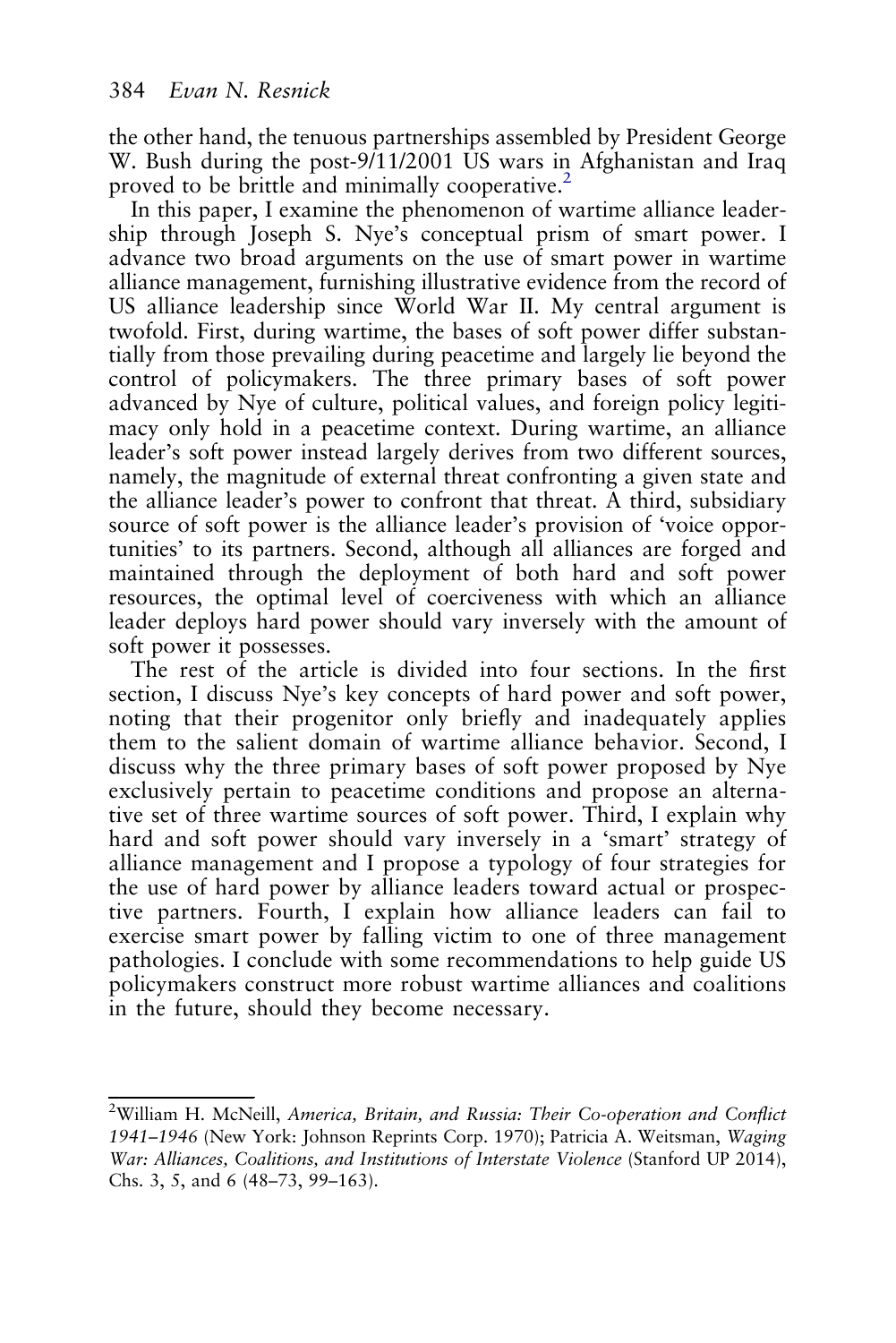the other hand, the tenuous partnerships assembled by President George W. Bush during the post-9/11/2001 US wars in Afghanistan and Iraq proved to be brittle and minimally cooperative.[2]

In this paper, I examine the phenomenon of wartime alliance leadership through Joseph S. Nye's conceptual prism of smart power. I advance two broad arguments on the use of smart power in wartime alliance management, furnishing illustrative evidence from the record of US alliance leadership since World War II. My central argument is twofold. First, during wartime, the bases of soft power differ substantially from those prevailing during peacetime and largely lie beyond the control of policymakers. The three primary bases of soft power advanced by Nye of culture, political values, and foreign policy legitimacy only hold in a peacetime context. During wartime, an alliance leader's soft power instead largely derives from two different sources, namely, the magnitude of external threat confronting a given state and the alliance leader's power to confront that threat. A third, subsidiary source of soft power is the alliance leader's provision of 'voice opportunities' to its partners. Second, although all alliances are forged and maintained through the deployment of both hard and soft power resources, the optimal level of coerciveness with which an alliance leader deploys hard power should vary inversely with the amount of soft power it possesses.

The rest of the article is divided into four sections. In the first section, I discuss Nye's key concepts of hard power and soft power, noting that their progenitor only briefly and inadequately applies them to the salient domain of wartime alliance behavior. Second, I discuss why the three primary bases of soft power proposed by Nye exclusively pertain to peacetime conditions and propose an alternative set of three wartime sources of soft power. Third, I explain why hard and soft power should vary inversely in a 'smart' strategy of alliance management and I propose a typology of four strategies for the use of hard power by alliance leaders toward actual or prospective partners. Fourth, I explain how alliance leaders can fail to exercise smart power by falling victim to one of three management pathologies. I conclude with some recommendations to help guide US policymakers construct more robust wartime alliances and coalitions in the future, should they become necessary.

---

[2] William H. McNeill, *America, Britain, and Russia: Their Co-operation and Conflict 1941–1946* (New York: Johnson Reprints Corp. 1970); Patricia A. Weitsman, *Waging War: Alliances, Coalitions, and Institutions of Interstate Violence* (Stanford UP 2014), Chs. 3, 5, and 6 (48–73, 99–163).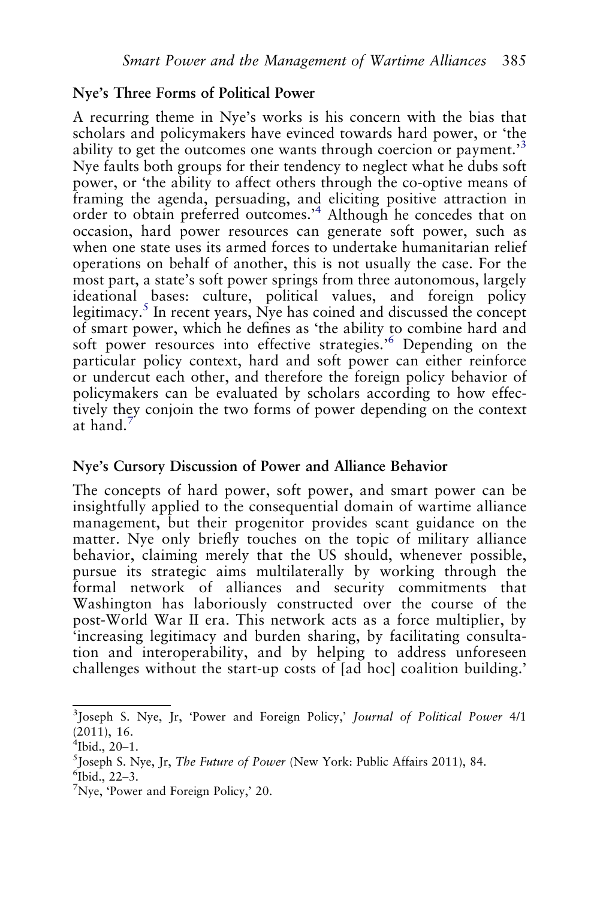## Nye's Three Forms of Political Power

A recurring theme in Nye's works is his concern with the bias that scholars and policymakers have evinced towards hard power, or 'the ability to get the outcomes one wants through coercion or payment.'[3] Nye faults both groups for their tendency to neglect what he dubs soft power, or 'the ability to affect others through the co-optive means of framing the agenda, persuading, and eliciting positive attraction in order to obtain preferred outcomes.'[4] Although he concedes that on occasion, hard power resources can generate soft power, such as when one state uses its armed forces to undertake humanitarian relief operations on behalf of another, this is not usually the case. For the most part, a state's soft power springs from three autonomous, largely ideational bases: culture, political values, and foreign policy legitimacy.[5] In recent years, Nye has coined and discussed the concept of smart power, which he defines as 'the ability to combine hard and soft power resources into effective strategies.'[6] Depending on the particular policy context, hard and soft power can either reinforce or undercut each other, and therefore the foreign policy behavior of policymakers can be evaluated by scholars according to how effectively they conjoin the two forms of power depending on the context at hand.[7]

## Nye's Cursory Discussion of Power and Alliance Behavior

The concepts of hard power, soft power, and smart power can be insightfully applied to the consequential domain of wartime alliance management, but their progenitor provides scant guidance on the matter. Nye only briefly touches on the topic of military alliance behavior, claiming merely that the US should, whenever possible, pursue its strategic aims multilaterally by working through the formal network of alliances and security commitments that Washington has laboriously constructed over the course of the post-World War II era. This network acts as a force multiplier, by 'increasing legitimacy and burden sharing, by facilitating consultation and interoperability, and by helping to address unforeseen challenges without the start-up costs of [ad hoc] coalition building.'

---

[3] Joseph S. Nye, Jr, 'Power and Foreign Policy,' *Journal of Political Power* 4/1 (2011), 16.

[4] Ibid., 20–1.

[5] Joseph S. Nye, Jr, *The Future of Power* (New York: Public Affairs 2011), 84.

[6] Ibid., 22–3.

[7] Nye, 'Power and Foreign Policy,' 20.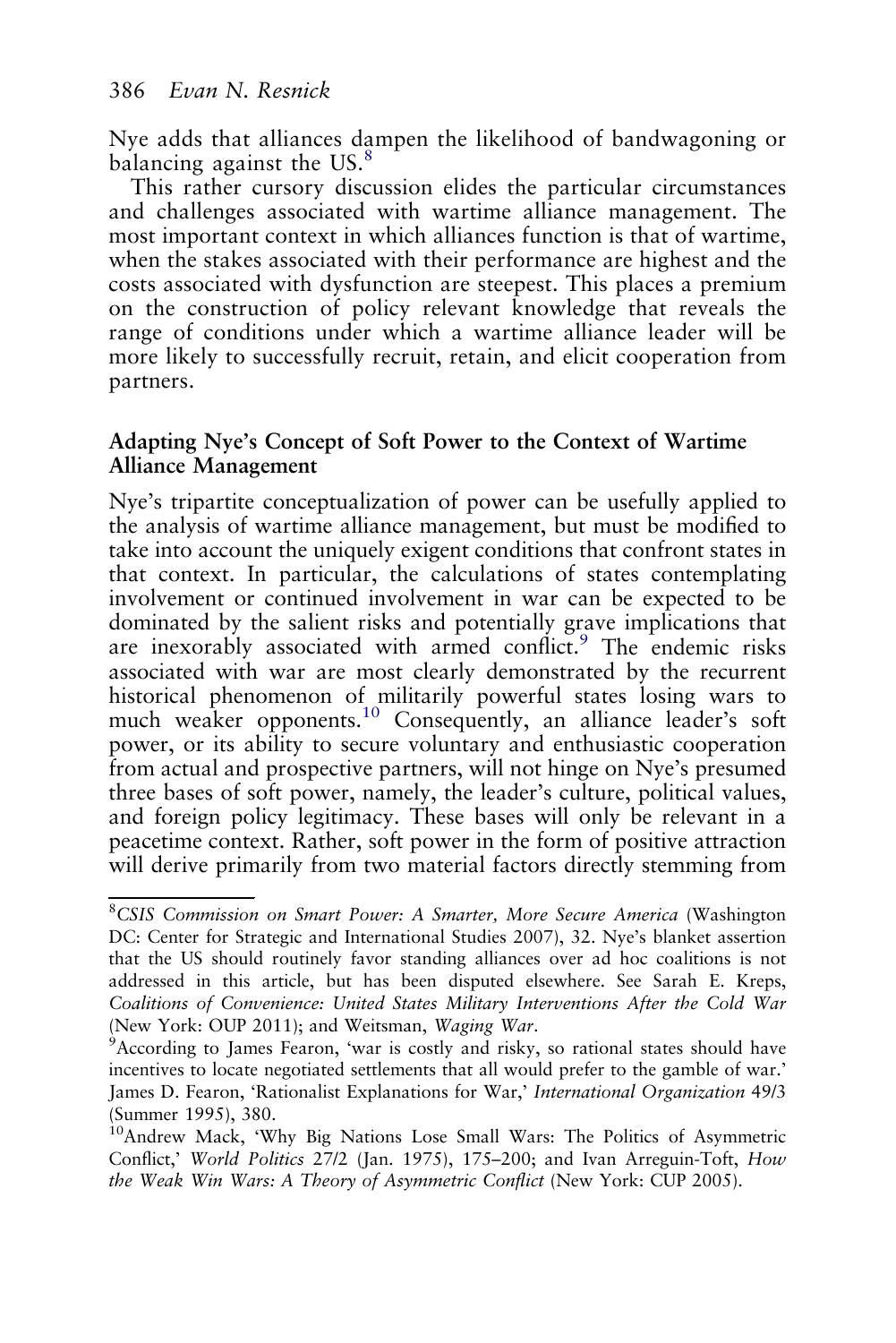Nye adds that alliances dampen the likelihood of bandwagoning or balancing against the US.[8]

This rather cursory discussion elides the particular circumstances and challenges associated with wartime alliance management. The most important context in which alliances function is that of wartime, when the stakes associated with their performance are highest and the costs associated with dysfunction are steepest. This places a premium on the construction of policy relevant knowledge that reveals the range of conditions under which a wartime alliance leader will be more likely to successfully recruit, retain, and elicit cooperation from partners.

## Adapting Nye's Concept of Soft Power to the Context of Wartime Alliance Management

Nye's tripartite conceptualization of power can be usefully applied to the analysis of wartime alliance management, but must be modified to take into account the uniquely exigent conditions that confront states in that context. In particular, the calculations of states contemplating involvement or continued involvement in war can be expected to be dominated by the salient risks and potentially grave implications that are inexorably associated with armed conflict.[9] The endemic risks associated with war are most clearly demonstrated by the recurrent historical phenomenon of militarily powerful states losing wars to much weaker opponents.[10] Consequently, an alliance leader's soft power, or its ability to secure voluntary and enthusiastic cooperation from actual and prospective partners, will not hinge on Nye's presumed three bases of soft power, namely, the leader's culture, political values, and foreign policy legitimacy. These bases will only be relevant in a peacetime context. Rather, soft power in the form of positive attraction will derive primarily from two material factors directly stemming from

---

[8] *CSIS Commission on Smart Power: A Smarter, More Secure America* (Washington DC: Center for Strategic and International Studies 2007), 32. Nye's blanket assertion that the US should routinely favor standing alliances over ad hoc coalitions is not addressed in this article, but has been disputed elsewhere. See Sarah E. Kreps, *Coalitions of Convenience: United States Military Interventions After the Cold War* (New York: OUP 2011); and Weitsman, *Waging War*.

[9] According to James Fearon, 'war is costly and risky, so rational states should have incentives to locate negotiated settlements that all would prefer to the gamble of war.' James D. Fearon, 'Rationalist Explanations for War,' *International Organization* 49/3 (Summer 1995), 380.

[10] Andrew Mack, 'Why Big Nations Lose Small Wars: The Politics of Asymmetric Conflict,' *World Politics* 27/2 (Jan. 1975), 175–200; and Ivan Arreguin-Toft, *How the Weak Win Wars: A Theory of Asymmetric Conflict* (New York: CUP 2005).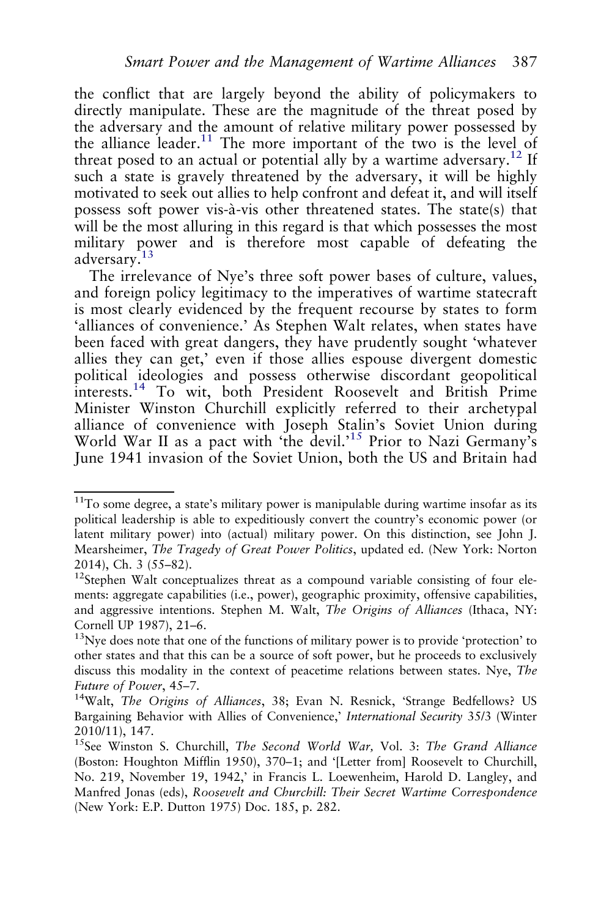the conflict that are largely beyond the ability of policymakers to directly manipulate. These are the magnitude of the threat posed by the adversary and the amount of relative military power possessed by the alliance leader.[11] The more important of the two is the level of threat posed to an actual or potential ally by a wartime adversary.[12] If such a state is gravely threatened by the adversary, it will be highly motivated to seek out allies to help confront and defeat it, and will itself possess soft power vis-à-vis other threatened states. The state(s) that will be the most alluring in this regard is that which possesses the most military power and is therefore most capable of defeating the adversary.[13]

The irrelevance of Nye's three soft power bases of culture, values, and foreign policy legitimacy to the imperatives of wartime statecraft is most clearly evidenced by the frequent recourse by states to form 'alliances of convenience.' As Stephen Walt relates, when states have been faced with great dangers, they have prudently sought 'whatever allies they can get,' even if those allies espouse divergent domestic political ideologies and possess otherwise discordant geopolitical interests.[14] To wit, both President Roosevelt and British Prime Minister Winston Churchill explicitly referred to their archetypal alliance of convenience with Joseph Stalin's Soviet Union during World War II as a pact with 'the devil.'[15] Prior to Nazi Germany's June 1941 invasion of the Soviet Union, both the US and Britain had

---

[11]To some degree, a state's military power is manipulable during wartime insofar as its political leadership is able to expeditiously convert the country's economic power (or latent military power) into (actual) military power. On this distinction, see John J. Mearsheimer, *The Tragedy of Great Power Politics*, updated ed. (New York: Norton 2014), Ch. 3 (55–82).

[12]Stephen Walt conceptualizes threat as a compound variable consisting of four elements: aggregate capabilities (i.e., power), geographic proximity, offensive capabilities, and aggressive intentions. Stephen M. Walt, *The Origins of Alliances* (Ithaca, NY: Cornell UP 1987), 21–6.

[13]Nye does note that one of the functions of military power is to provide 'protection' to other states and that this can be a source of soft power, but he proceeds to exclusively discuss this modality in the context of peacetime relations between states. Nye, *The Future of Power*, 45–7.

[14]Walt, *The Origins of Alliances*, 38; Evan N. Resnick, 'Strange Bedfellows? US Bargaining Behavior with Allies of Convenience,' *International Security* 35/3 (Winter 2010/11), 147.

[15]See Winston S. Churchill, *The Second World War,* Vol. 3: *The Grand Alliance* (Boston: Houghton Mifflin 1950), 370–1; and '[Letter from] Roosevelt to Churchill, No. 219, November 19, 1942,' in Francis L. Loewenheim, Harold D. Langley, and Manfred Jonas (eds), *Roosevelt and Churchill: Their Secret Wartime Correspondence* (New York: E.P. Dutton 1975) Doc. 185, p. 282.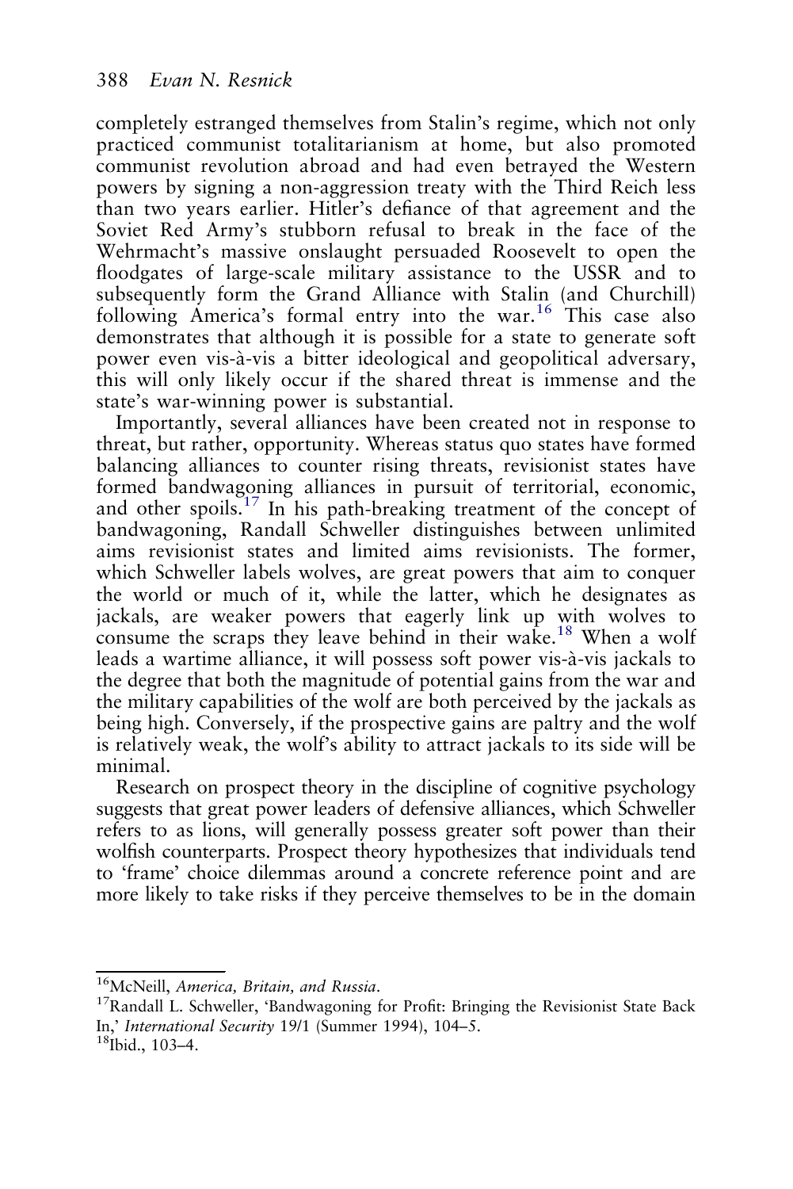completely estranged themselves from Stalin's regime, which not only practiced communist totalitarianism at home, but also promoted communist revolution abroad and had even betrayed the Western powers by signing a non-aggression treaty with the Third Reich less than two years earlier. Hitler's defiance of that agreement and the Soviet Red Army's stubborn refusal to break in the face of the Wehrmacht's massive onslaught persuaded Roosevelt to open the floodgates of large-scale military assistance to the USSR and to subsequently form the Grand Alliance with Stalin (and Churchill) following America's formal entry into the war.[16] This case also demonstrates that although it is possible for a state to generate soft power even vis-à-vis a bitter ideological and geopolitical adversary, this will only likely occur if the shared threat is immense and the state's war-winning power is substantial.

Importantly, several alliances have been created not in response to threat, but rather, opportunity. Whereas status quo states have formed balancing alliances to counter rising threats, revisionist states have formed bandwagoning alliances in pursuit of territorial, economic, and other spoils.[17] In his path-breaking treatment of the concept of bandwagoning, Randall Schweller distinguishes between unlimited aims revisionist states and limited aims revisionists. The former, which Schweller labels wolves, are great powers that aim to conquer the world or much of it, while the latter, which he designates as jackals, are weaker powers that eagerly link up with wolves to consume the scraps they leave behind in their wake.[18] When a wolf leads a wartime alliance, it will possess soft power vis-à-vis jackals to the degree that both the magnitude of potential gains from the war and the military capabilities of the wolf are both perceived by the jackals as being high. Conversely, if the prospective gains are paltry and the wolf is relatively weak, the wolf's ability to attract jackals to its side will be minimal.

Research on prospect theory in the discipline of cognitive psychology suggests that great power leaders of defensive alliances, which Schweller refers to as lions, will generally possess greater soft power than their wolfish counterparts. Prospect theory hypothesizes that individuals tend to 'frame' choice dilemmas around a concrete reference point and are more likely to take risks if they perceive themselves to be in the domain

---

[16] McNeill, *America, Britain, and Russia*.

[17] Randall L. Schweller, 'Bandwagoning for Profit: Bringing the Revisionist State Back In,' *International Security* 19/1 (Summer 1994), 104–5.

[18] Ibid., 103–4.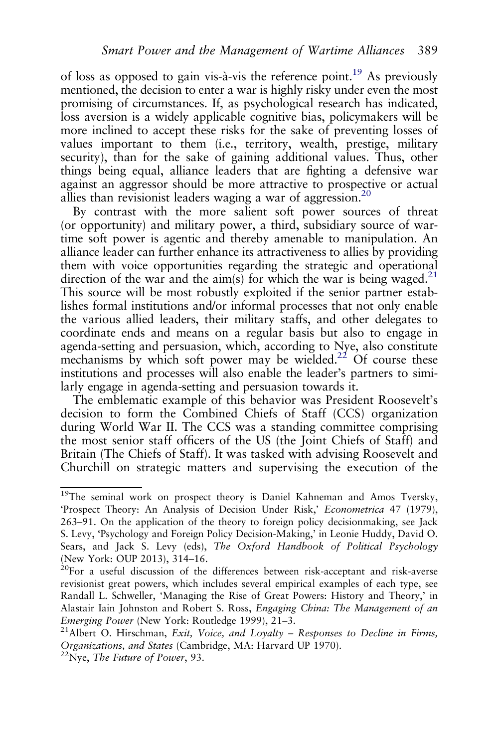of loss as opposed to gain vis-à-vis the reference point.[19] As previously mentioned, the decision to enter a war is highly risky under even the most promising of circumstances. If, as psychological research has indicated, loss aversion is a widely applicable cognitive bias, policymakers will be more inclined to accept these risks for the sake of preventing losses of values important to them (i.e., territory, wealth, prestige, military security), than for the sake of gaining additional values. Thus, other things being equal, alliance leaders that are fighting a defensive war against an aggressor should be more attractive to prospective or actual allies than revisionist leaders waging a war of aggression.[20]

By contrast with the more salient soft power sources of threat (or opportunity) and military power, a third, subsidiary source of wartime soft power is agentic and thereby amenable to manipulation. An alliance leader can further enhance its attractiveness to allies by providing them with voice opportunities regarding the strategic and operational direction of the war and the aim(s) for which the war is being waged.[21] This source will be most robustly exploited if the senior partner establishes formal institutions and/or informal processes that not only enable the various allied leaders, their military staffs, and other delegates to coordinate ends and means on a regular basis but also to engage in agenda-setting and persuasion, which, according to Nye, also constitute mechanisms by which soft power may be wielded.[22] Of course these institutions and processes will also enable the leader's partners to similarly engage in agenda-setting and persuasion towards it.

The emblematic example of this behavior was President Roosevelt's decision to form the Combined Chiefs of Staff (CCS) organization during World War II. The CCS was a standing committee comprising the most senior staff officers of the US (the Joint Chiefs of Staff) and Britain (The Chiefs of Staff). It was tasked with advising Roosevelt and Churchill on strategic matters and supervising the execution of the

---

[19]The seminal work on prospect theory is Daniel Kahneman and Amos Tversky, 'Prospect Theory: An Analysis of Decision Under Risk,' *Econometrica* 47 (1979), 263–91. On the application of the theory to foreign policy decisionmaking, see Jack S. Levy, 'Psychology and Foreign Policy Decision-Making,' in Leonie Huddy, David O. Sears, and Jack S. Levy (eds), *The Oxford Handbook of Political Psychology* (New York: OUP 2013), 314–16.

[20]For a useful discussion of the differences between risk-acceptant and risk-averse revisionist great powers, which includes several empirical examples of each type, see Randall L. Schweller, 'Managing the Rise of Great Powers: History and Theory,' in Alastair Iain Johnston and Robert S. Ross, *Engaging China: The Management of an Emerging Power* (New York: Routledge 1999), 21–3.

[21]Albert O. Hirschman, *Exit, Voice, and Loyalty – Responses to Decline in Firms, Organizations, and States* (Cambridge, MA: Harvard UP 1970).

[22]Nye, *The Future of Power*, 93.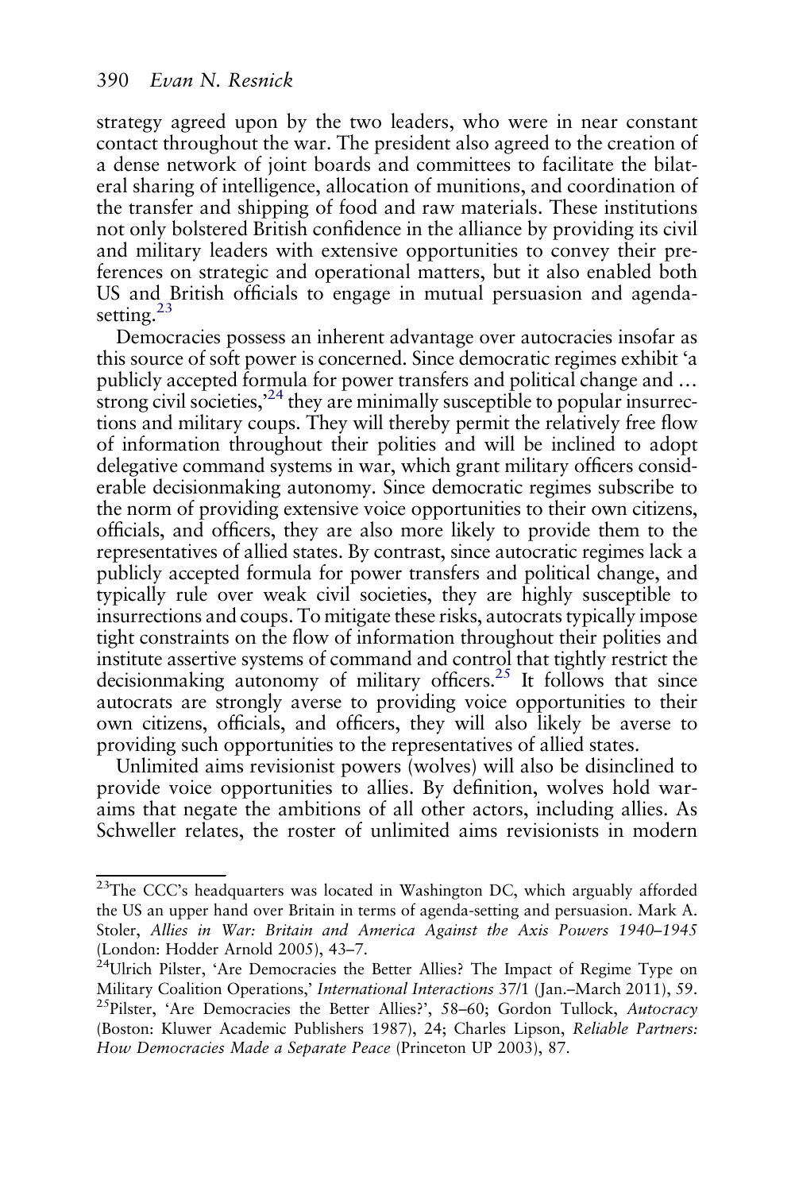strategy agreed upon by the two leaders, who were in near constant contact throughout the war. The president also agreed to the creation of a dense network of joint boards and committees to facilitate the bilateral sharing of intelligence, allocation of munitions, and coordination of the transfer and shipping of food and raw materials. These institutions not only bolstered British confidence in the alliance by providing its civil and military leaders with extensive opportunities to convey their preferences on strategic and operational matters, but it also enabled both US and British officials to engage in mutual persuasion and agenda-setting.[23]

Democracies possess an inherent advantage over autocracies insofar as this source of soft power is concerned. Since democratic regimes exhibit 'a publicly accepted formula for power transfers and political change and … strong civil societies,'[24] they are minimally susceptible to popular insurrections and military coups. They will thereby permit the relatively free flow of information throughout their polities and will be inclined to adopt delegative command systems in war, which grant military officers considerable decisionmaking autonomy. Since democratic regimes subscribe to the norm of providing extensive voice opportunities to their own citizens, officials, and officers, they are also more likely to provide them to the representatives of allied states. By contrast, since autocratic regimes lack a publicly accepted formula for power transfers and political change, and typically rule over weak civil societies, they are highly susceptible to insurrections and coups. To mitigate these risks, autocrats typically impose tight constraints on the flow of information throughout their polities and institute assertive systems of command and control that tightly restrict the decisionmaking autonomy of military officers.[25] It follows that since autocrats are strongly averse to providing voice opportunities to their own citizens, officials, and officers, they will also likely be averse to providing such opportunities to the representatives of allied states.

Unlimited aims revisionist powers (wolves) will also be disinclined to provide voice opportunities to allies. By definition, wolves hold war-aims that negate the ambitions of all other actors, including allies. As Schweller relates, the roster of unlimited aims revisionists in modern

---

[23]The CCC's headquarters was located in Washington DC, which arguably afforded the US an upper hand over Britain in terms of agenda-setting and persuasion. Mark A. Stoler, *Allies in War: Britain and America Against the Axis Powers 1940–1945* (London: Hodder Arnold 2005), 43–7.

[24]Ulrich Pilster, 'Are Democracies the Better Allies? The Impact of Regime Type on Military Coalition Operations,' *International Interactions* 37/1 (Jan.–March 2011), 59.

[25]Pilster, 'Are Democracies the Better Allies?', 58–60; Gordon Tullock, *Autocracy* (Boston: Kluwer Academic Publishers 1987), 24; Charles Lipson, *Reliable Partners: How Democracies Made a Separate Peace* (Princeton UP 2003), 87.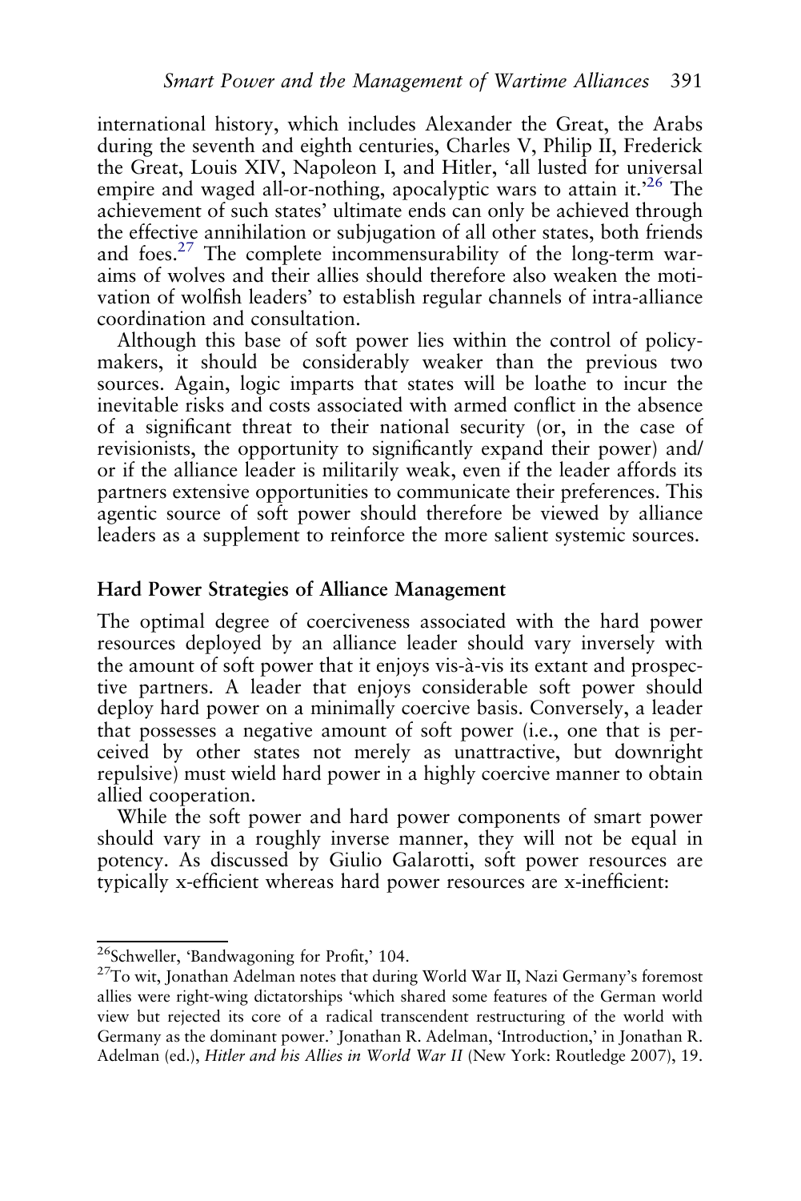international history, which includes Alexander the Great, the Arabs during the seventh and eighth centuries, Charles V, Philip II, Frederick the Great, Louis XIV, Napoleon I, and Hitler, 'all lusted for universal empire and waged all-or-nothing, apocalyptic wars to attain it.'[26] The achievement of such states' ultimate ends can only be achieved through the effective annihilation or subjugation of all other states, both friends and foes.[27] The complete incommensurability of the long-term war-aims of wolves and their allies should therefore also weaken the motivation of wolfish leaders' to establish regular channels of intra-alliance coordination and consultation.

Although this base of soft power lies within the control of policy-makers, it should be considerably weaker than the previous two sources. Again, logic imparts that states will be loathe to incur the inevitable risks and costs associated with armed conflict in the absence of a significant threat to their national security (or, in the case of revisionists, the opportunity to significantly expand their power) and/or if the alliance leader is militarily weak, even if the leader affords its partners extensive opportunities to communicate their preferences. This agentic source of soft power should therefore be viewed by alliance leaders as a supplement to reinforce the more salient systemic sources.

## Hard Power Strategies of Alliance Management

The optimal degree of coerciveness associated with the hard power resources deployed by an alliance leader should vary inversely with the amount of soft power that it enjoys vis-à-vis its extant and prospective partners. A leader that enjoys considerable soft power should deploy hard power on a minimally coercive basis. Conversely, a leader that possesses a negative amount of soft power (i.e., one that is perceived by other states not merely as unattractive, but downright repulsive) must wield hard power in a highly coercive manner to obtain allied cooperation.

While the soft power and hard power components of smart power should vary in a roughly inverse manner, they will not be equal in potency. As discussed by Giulio Galarotti, soft power resources are typically x-efficient whereas hard power resources are x-inefficient:

---

[26] Schweller, 'Bandwagoning for Profit,' 104.

[27] To wit, Jonathan Adelman notes that during World War II, Nazi Germany's foremost allies were right-wing dictatorships 'which shared some features of the German world view but rejected its core of a radical transcendent restructuring of the world with Germany as the dominant power.' Jonathan R. Adelman, 'Introduction,' in Jonathan R. Adelman (ed.), *Hitler and his Allies in World War II* (New York: Routledge 2007), 19.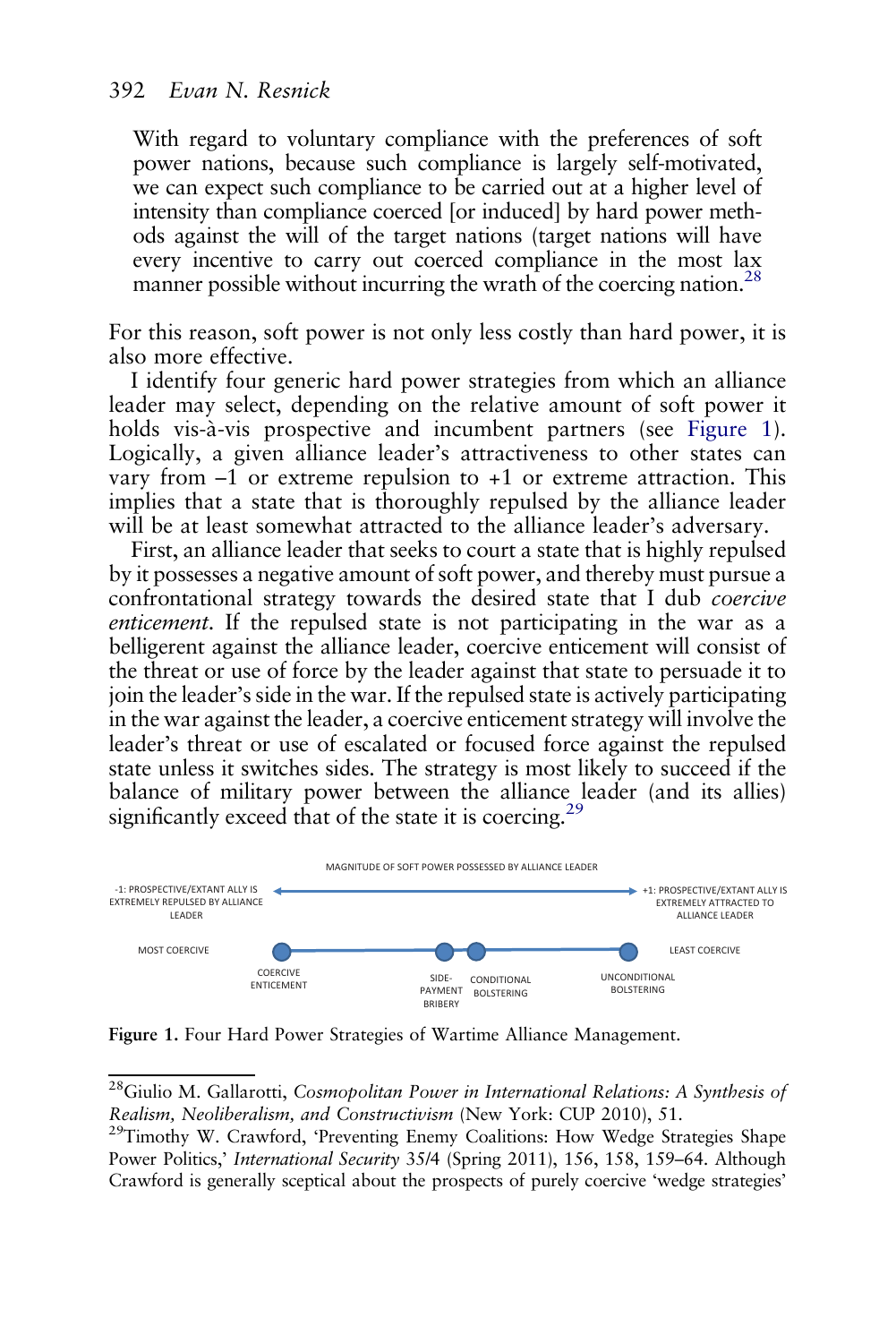> With regard to voluntary compliance with the preferences of soft power nations, because such compliance is largely self-motivated, we can expect such compliance to be carried out at a higher level of intensity than compliance coerced [or induced] by hard power methods against the will of the target nations (target nations will have every incentive to carry out coerced compliance in the most lax manner possible without incurring the wrath of the coercing nation.[28]

For this reason, soft power is not only less costly than hard power, it is also more effective.

I identify four generic hard power strategies from which an alliance leader may select, depending on the relative amount of soft power it holds vis-à-vis prospective and incumbent partners (see Figure 1). Logically, a given alliance leader's attractiveness to other states can vary from –1 or extreme repulsion to +1 or extreme attraction. This implies that a state that is thoroughly repulsed by the alliance leader will be at least somewhat attracted to the alliance leader's adversary.

First, an alliance leader that seeks to court a state that is highly repulsed by it possesses a negative amount of soft power, and thereby must pursue a confrontational strategy towards the desired state that I dub *coercive enticement*. If the repulsed state is not participating in the war as a belligerent against the alliance leader, coercive enticement will consist of the threat or use of force by the leader against that state to persuade it to join the leader's side in the war. If the repulsed state is actively participating in the war against the leader, a coercive enticement strategy will involve the leader's threat or use of escalated or focused force against the repulsed state unless it switches sides. The strategy is most likely to succeed if the balance of military power between the alliance leader (and its allies) significantly exceed that of the state it is coercing.[29]

MAGNITUDE OF SOFT POWER POSSESSED BY ALLIANCE LEADER

-1: PROSPECTIVE/EXTANT ALLY IS EXTREMELY REPULSED BY ALLIANCE LEADER ← → +1: PROSPECTIVE/EXTANT ALLY IS EXTREMELY ATTRACTED TO ALLIANCE LEADER

MOST COERCIVE — COERCIVE ENTICEMENT — SIDE-PAYMENT BRIBERY — CONDITIONAL BOLSTERING — UNCONDITIONAL BOLSTERING — LEAST COERCIVE

**Figure 1.** Four Hard Power Strategies of Wartime Alliance Management.

---

[28]Giulio M. Gallarotti, *Cosmopolitan Power in International Relations: A Synthesis of Realism, Neoliberalism, and Constructivism* (New York: CUP 2010), 51.

[29]Timothy W. Crawford, 'Preventing Enemy Coalitions: How Wedge Strategies Shape Power Politics,' *International Security* 35/4 (Spring 2011), 156, 158, 159–64. Although Crawford is generally sceptical about the prospects of purely coercive 'wedge strategies'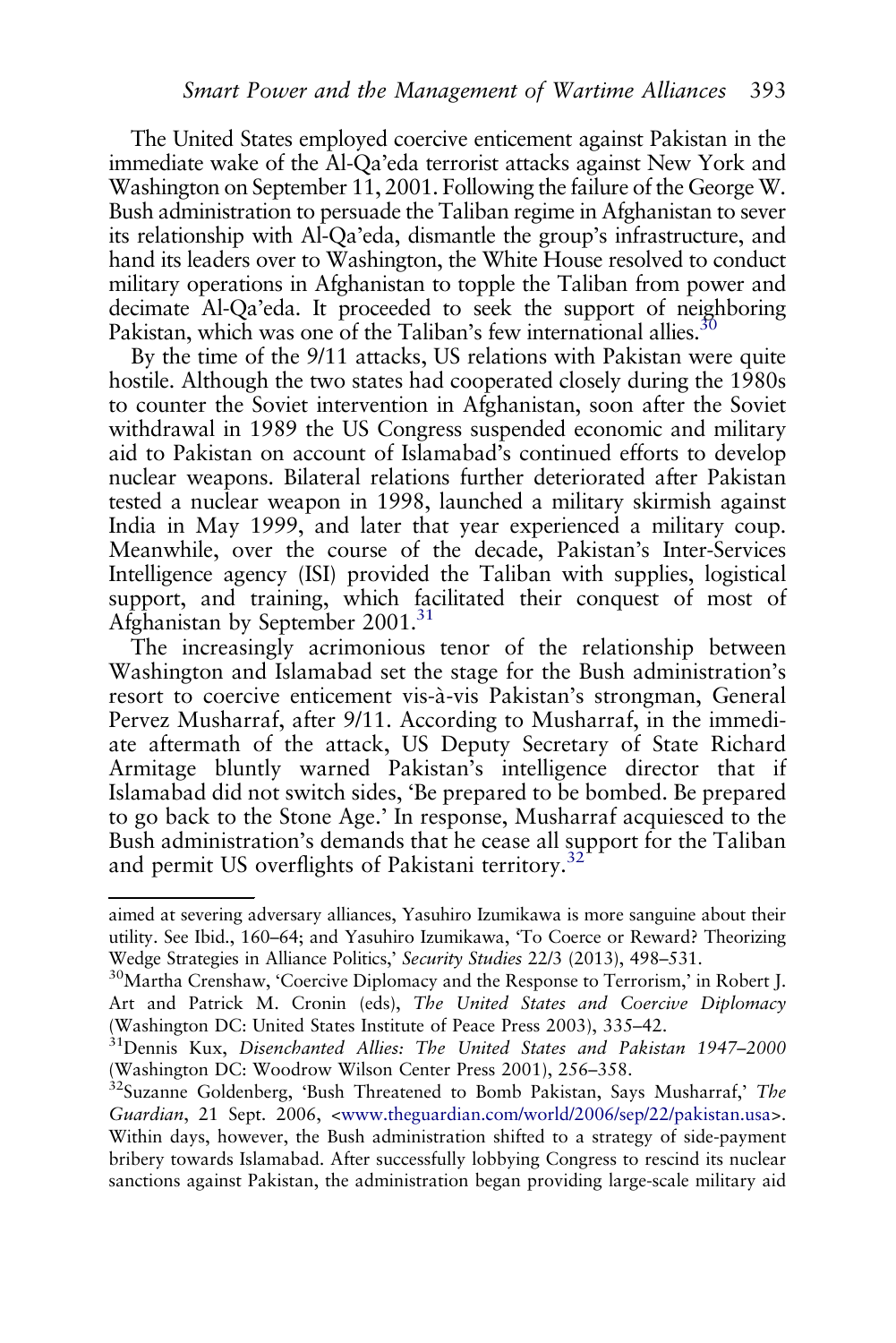The United States employed coercive enticement against Pakistan in the immediate wake of the Al-Qa'eda terrorist attacks against New York and Washington on September 11, 2001. Following the failure of the George W. Bush administration to persuade the Taliban regime in Afghanistan to sever its relationship with Al-Qa'eda, dismantle the group's infrastructure, and hand its leaders over to Washington, the White House resolved to conduct military operations in Afghanistan to topple the Taliban from power and decimate Al-Qa'eda. It proceeded to seek the support of neighboring Pakistan, which was one of the Taliban's few international allies.[30]

By the time of the 9/11 attacks, US relations with Pakistan were quite hostile. Although the two states had cooperated closely during the 1980s to counter the Soviet intervention in Afghanistan, soon after the Soviet withdrawal in 1989 the US Congress suspended economic and military aid to Pakistan on account of Islamabad's continued efforts to develop nuclear weapons. Bilateral relations further deteriorated after Pakistan tested a nuclear weapon in 1998, launched a military skirmish against India in May 1999, and later that year experienced a military coup. Meanwhile, over the course of the decade, Pakistan's Inter-Services Intelligence agency (ISI) provided the Taliban with supplies, logistical support, and training, which facilitated their conquest of most of Afghanistan by September 2001.[31]

The increasingly acrimonious tenor of the relationship between Washington and Islamabad set the stage for the Bush administration's resort to coercive enticement vis-à-vis Pakistan's strongman, General Pervez Musharraf, after 9/11. According to Musharraf, in the immediate aftermath of the attack, US Deputy Secretary of State Richard Armitage bluntly warned Pakistan's intelligence director that if Islamabad did not switch sides, 'Be prepared to be bombed. Be prepared to go back to the Stone Age.' In response, Musharraf acquiesced to the Bush administration's demands that he cease all support for the Taliban and permit US overflights of Pakistani territory.[32]

---

aimed at severing adversary alliances, Yasuhiro Izumikawa is more sanguine about their utility. See Ibid., 160–64; and Yasuhiro Izumikawa, 'To Coerce or Reward? Theorizing Wedge Strategies in Alliance Politics,' *Security Studies* 22/3 (2013), 498–531.

[30]Martha Crenshaw, 'Coercive Diplomacy and the Response to Terrorism,' in Robert J. Art and Patrick M. Cronin (eds), *The United States and Coercive Diplomacy* (Washington DC: United States Institute of Peace Press 2003), 335–42.

[31]Dennis Kux, *Disenchanted Allies: The United States and Pakistan 1947–2000* (Washington DC: Woodrow Wilson Center Press 2001), 256–358.

[32]Suzanne Goldenberg, 'Bush Threatened to Bomb Pakistan, Says Musharraf,' *The Guardian*, 21 Sept. 2006, <www.theguardian.com/world/2006/sep/22/pakistan.usa>. Within days, however, the Bush administration shifted to a strategy of side-payment bribery towards Islamabad. After successfully lobbying Congress to rescind its nuclear sanctions against Pakistan, the administration began providing large-scale military aid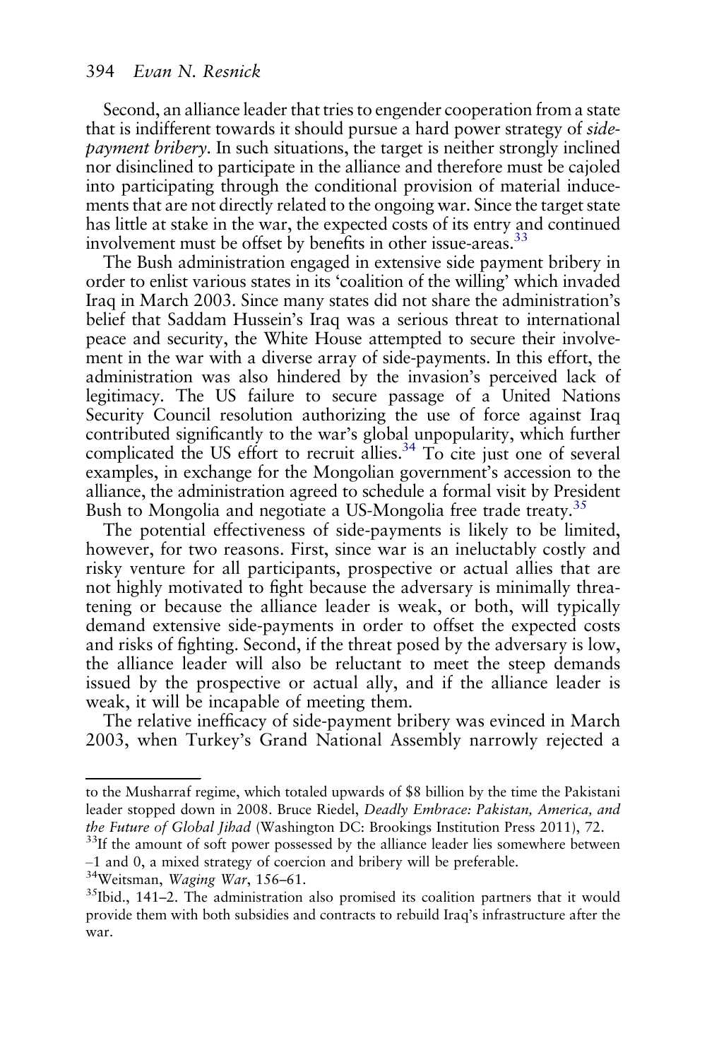Second, an alliance leader that tries to engender cooperation from a state that is indifferent towards it should pursue a hard power strategy of *side-payment bribery*. In such situations, the target is neither strongly inclined nor disinclined to participate in the alliance and therefore must be cajoled into participating through the conditional provision of material inducements that are not directly related to the ongoing war. Since the target state has little at stake in the war, the expected costs of its entry and continued involvement must be offset by benefits in other issue-areas.[33]

The Bush administration engaged in extensive side payment bribery in order to enlist various states in its 'coalition of the willing' which invaded Iraq in March 2003. Since many states did not share the administration's belief that Saddam Hussein's Iraq was a serious threat to international peace and security, the White House attempted to secure their involvement in the war with a diverse array of side-payments. In this effort, the administration was also hindered by the invasion's perceived lack of legitimacy. The US failure to secure passage of a United Nations Security Council resolution authorizing the use of force against Iraq contributed significantly to the war's global unpopularity, which further complicated the US effort to recruit allies.[34] To cite just one of several examples, in exchange for the Mongolian government's accession to the alliance, the administration agreed to schedule a formal visit by President Bush to Mongolia and negotiate a US-Mongolia free trade treaty.[35]

The potential effectiveness of side-payments is likely to be limited, however, for two reasons. First, since war is an ineluctably costly and risky venture for all participants, prospective or actual allies that are not highly motivated to fight because the adversary is minimally threatening or because the alliance leader is weak, or both, will typically demand extensive side-payments in order to offset the expected costs and risks of fighting. Second, if the threat posed by the adversary is low, the alliance leader will also be reluctant to meet the steep demands issued by the prospective or actual ally, and if the alliance leader is weak, it will be incapable of meeting them.

The relative inefficacy of side-payment bribery was evinced in March 2003, when Turkey's Grand National Assembly narrowly rejected a

---

to the Musharraf regime, which totaled upwards of $8 billion by the time the Pakistani leader stopped down in 2008. Bruce Riedel, *Deadly Embrace: Pakistan, America, and the Future of Global Jihad* (Washington DC: Brookings Institution Press 2011), 72.

[33]If the amount of soft power possessed by the alliance leader lies somewhere between –1 and 0, a mixed strategy of coercion and bribery will be preferable.

[34]Weitsman, *Waging War*, 156–61.

[35]Ibid., 141–2. The administration also promised its coalition partners that it would provide them with both subsidies and contracts to rebuild Iraq's infrastructure after the war.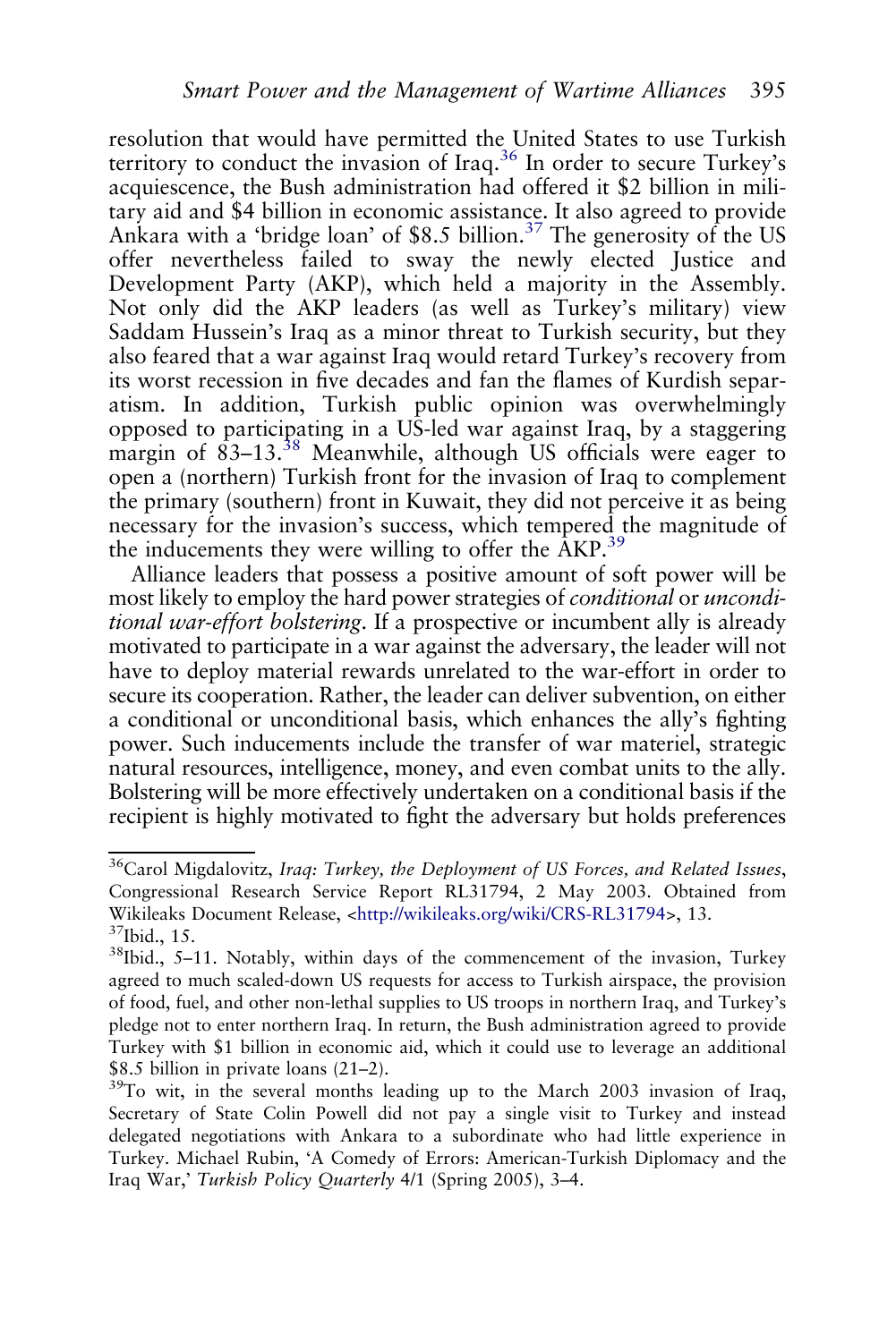resolution that would have permitted the United States to use Turkish territory to conduct the invasion of Iraq.[36] In order to secure Turkey's acquiescence, the Bush administration had offered it $2 billion in military aid and $4 billion in economic assistance. It also agreed to provide Ankara with a 'bridge loan' of $8.5 billion.[37] The generosity of the US offer nevertheless failed to sway the newly elected Justice and Development Party (AKP), which held a majority in the Assembly. Not only did the AKP leaders (as well as Turkey's military) view Saddam Hussein's Iraq as a minor threat to Turkish security, but they also feared that a war against Iraq would retard Turkey's recovery from its worst recession in five decades and fan the flames of Kurdish separatism. In addition, Turkish public opinion was overwhelmingly opposed to participating in a US-led war against Iraq, by a staggering margin of 83–13.[38] Meanwhile, although US officials were eager to open a (northern) Turkish front for the invasion of Iraq to complement the primary (southern) front in Kuwait, they did not perceive it as being necessary for the invasion's success, which tempered the magnitude of the inducements they were willing to offer the AKP.[39]

Alliance leaders that possess a positive amount of soft power will be most likely to employ the hard power strategies of *conditional* or *unconditional war-effort bolstering*. If a prospective or incumbent ally is already motivated to participate in a war against the adversary, the leader will not have to deploy material rewards unrelated to the war-effort in order to secure its cooperation. Rather, the leader can deliver subvention, on either a conditional or unconditional basis, which enhances the ally's fighting power. Such inducements include the transfer of war materiel, strategic natural resources, intelligence, money, and even combat units to the ally. Bolstering will be more effectively undertaken on a conditional basis if the recipient is highly motivated to fight the adversary but holds preferences

---

[36] Carol Migdalovitz, *Iraq: Turkey, the Deployment of US Forces, and Related Issues*, Congressional Research Service Report RL31794, 2 May 2003. Obtained from Wikileaks Document Release, <http://wikileaks.org/wiki/CRS-RL31794>, 13.

[37] Ibid., 15.

[38] Ibid., 5–11. Notably, within days of the commencement of the invasion, Turkey agreed to much scaled-down US requests for access to Turkish airspace, the provision of food, fuel, and other non-lethal supplies to US troops in northern Iraq, and Turkey's pledge not to enter northern Iraq. In return, the Bush administration agreed to provide Turkey with $1 billion in economic aid, which it could use to leverage an additional $8.5 billion in private loans (21–2).

[39] To wit, in the several months leading up to the March 2003 invasion of Iraq, Secretary of State Colin Powell did not pay a single visit to Turkey and instead delegated negotiations with Ankara to a subordinate who had little experience in Turkey. Michael Rubin, 'A Comedy of Errors: American-Turkish Diplomacy and the Iraq War,' *Turkish Policy Quarterly* 4/1 (Spring 2005), 3–4.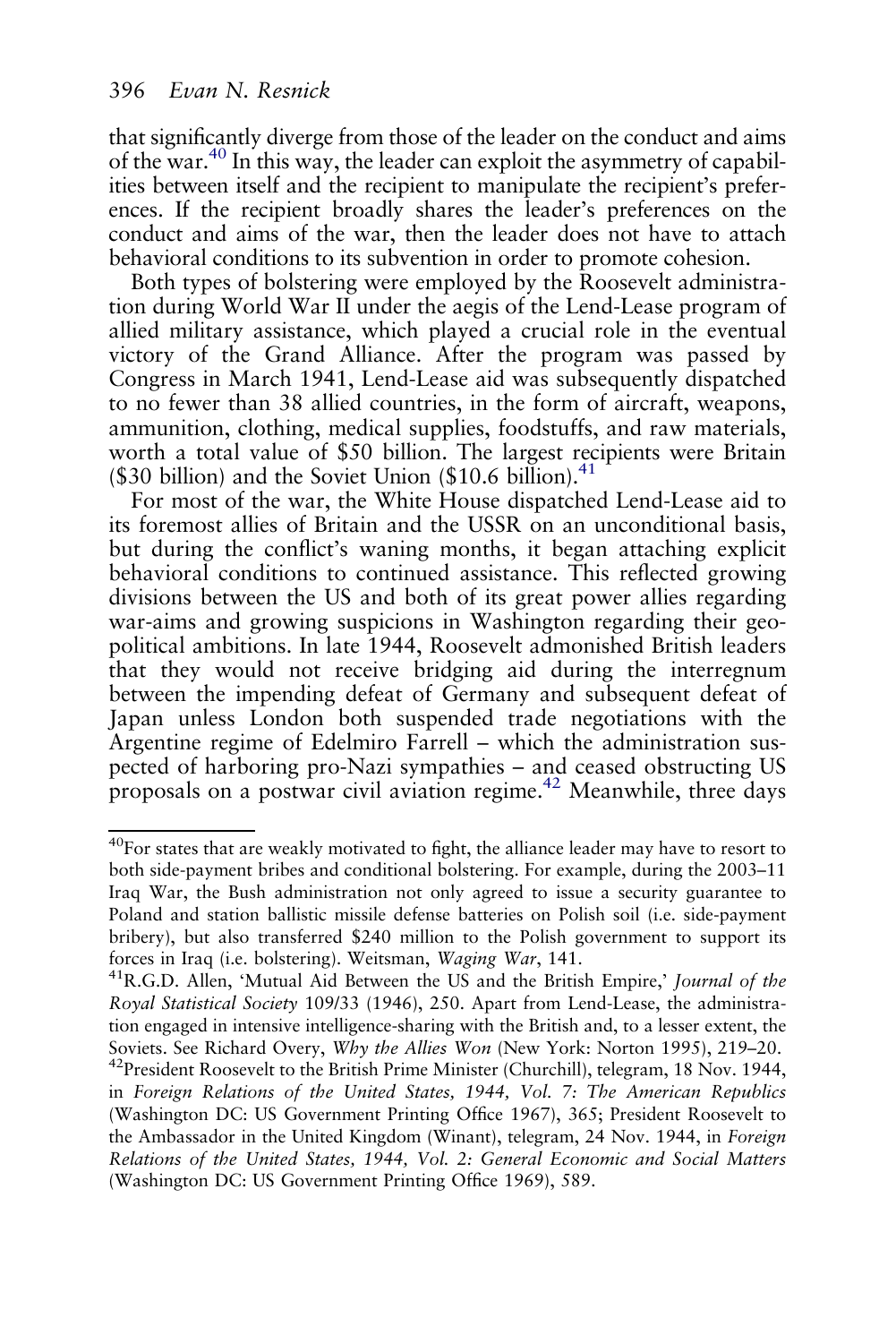that significantly diverge from those of the leader on the conduct and aims of the war.[40] In this way, the leader can exploit the asymmetry of capabilities between itself and the recipient to manipulate the recipient's preferences. If the recipient broadly shares the leader's preferences on the conduct and aims of the war, then the leader does not have to attach behavioral conditions to its subvention in order to promote cohesion.

Both types of bolstering were employed by the Roosevelt administration during World War II under the aegis of the Lend-Lease program of allied military assistance, which played a crucial role in the eventual victory of the Grand Alliance. After the program was passed by Congress in March 1941, Lend-Lease aid was subsequently dispatched to no fewer than 38 allied countries, in the form of aircraft, weapons, ammunition, clothing, medical supplies, foodstuffs, and raw materials, worth a total value of $50 billion. The largest recipients were Britain ($30 billion) and the Soviet Union ($10.6 billion).[41]

For most of the war, the White House dispatched Lend-Lease aid to its foremost allies of Britain and the USSR on an unconditional basis, but during the conflict's waning months, it began attaching explicit behavioral conditions to continued assistance. This reflected growing divisions between the US and both of its great power allies regarding war-aims and growing suspicions in Washington regarding their geopolitical ambitions. In late 1944, Roosevelt admonished British leaders that they would not receive bridging aid during the interregnum between the impending defeat of Germany and subsequent defeat of Japan unless London both suspended trade negotiations with the Argentine regime of Edelmiro Farrell – which the administration suspected of harboring pro-Nazi sympathies – and ceased obstructing US proposals on a postwar civil aviation regime.[42] Meanwhile, three days

---

[40] For states that are weakly motivated to fight, the alliance leader may have to resort to both side-payment bribes and conditional bolstering. For example, during the 2003–11 Iraq War, the Bush administration not only agreed to issue a security guarantee to Poland and station ballistic missile defense batteries on Polish soil (i.e. side-payment bribery), but also transferred $240 million to the Polish government to support its forces in Iraq (i.e. bolstering). Weitsman, *Waging War*, 141.

[41] R.G.D. Allen, 'Mutual Aid Between the US and the British Empire,' *Journal of the Royal Statistical Society* 109/33 (1946), 250. Apart from Lend-Lease, the administration engaged in intensive intelligence-sharing with the British and, to a lesser extent, the Soviets. See Richard Overy, *Why the Allies Won* (New York: Norton 1995), 219–20.

[42] President Roosevelt to the British Prime Minister (Churchill), telegram, 18 Nov. 1944, in *Foreign Relations of the United States, 1944, Vol. 7: The American Republics* (Washington DC: US Government Printing Office 1967), 365; President Roosevelt to the Ambassador in the United Kingdom (Winant), telegram, 24 Nov. 1944, in *Foreign Relations of the United States, 1944, Vol. 2: General Economic and Social Matters* (Washington DC: US Government Printing Office 1969), 589.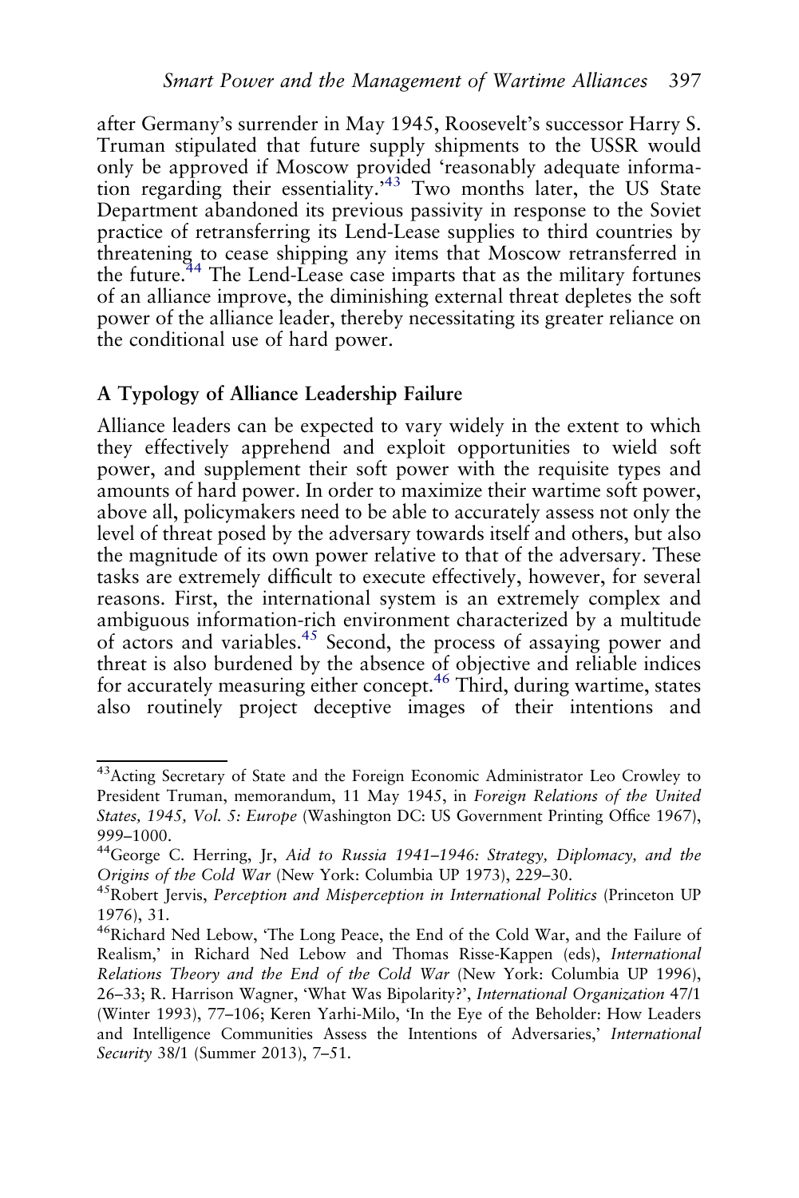after Germany's surrender in May 1945, Roosevelt's successor Harry S. Truman stipulated that future supply shipments to the USSR would only be approved if Moscow provided 'reasonably adequate information regarding their essentiality.'[43] Two months later, the US State Department abandoned its previous passivity in response to the Soviet practice of retransferring its Lend-Lease supplies to third countries by threatening to cease shipping any items that Moscow retransferred in the future.[44] The Lend-Lease case imparts that as the military fortunes of an alliance improve, the diminishing external threat depletes the soft power of the alliance leader, thereby necessitating its greater reliance on the conditional use of hard power.

## A Typology of Alliance Leadership Failure

Alliance leaders can be expected to vary widely in the extent to which they effectively apprehend and exploit opportunities to wield soft power, and supplement their soft power with the requisite types and amounts of hard power. In order to maximize their wartime soft power, above all, policymakers need to be able to accurately assess not only the level of threat posed by the adversary towards itself and others, but also the magnitude of its own power relative to that of the adversary. These tasks are extremely difficult to execute effectively, however, for several reasons. First, the international system is an extremely complex and ambiguous information-rich environment characterized by a multitude of actors and variables.[45] Second, the process of assaying power and threat is also burdened by the absence of objective and reliable indices for accurately measuring either concept.[46] Third, during wartime, states also routinely project deceptive images of their intentions and

---

[43] Acting Secretary of State and the Foreign Economic Administrator Leo Crowley to President Truman, memorandum, 11 May 1945, in *Foreign Relations of the United States, 1945, Vol. 5: Europe* (Washington DC: US Government Printing Office 1967), 999–1000.

[44] George C. Herring, Jr, *Aid to Russia 1941–1946: Strategy, Diplomacy, and the Origins of the Cold War* (New York: Columbia UP 1973), 229–30.

[45] Robert Jervis, *Perception and Misperception in International Politics* (Princeton UP 1976), 31.

[46] Richard Ned Lebow, 'The Long Peace, the End of the Cold War, and the Failure of Realism,' in Richard Ned Lebow and Thomas Risse-Kappen (eds), *International Relations Theory and the End of the Cold War* (New York: Columbia UP 1996), 26–33; R. Harrison Wagner, 'What Was Bipolarity?', *International Organization* 47/1 (Winter 1993), 77–106; Keren Yarhi-Milo, 'In the Eye of the Beholder: How Leaders and Intelligence Communities Assess the Intentions of Adversaries,' *International Security* 38/1 (Summer 2013), 7–51.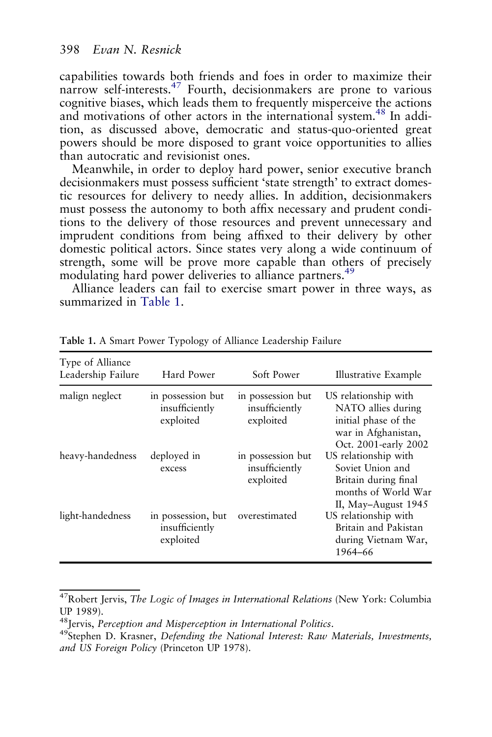capabilities towards both friends and foes in order to maximize their narrow self-interests.[47] Fourth, decisionmakers are prone to various cognitive biases, which leads them to frequently misperceive the actions and motivations of other actors in the international system.[48] In addition, as discussed above, democratic and status-quo-oriented great powers should be more disposed to grant voice opportunities to allies than autocratic and revisionist ones.

Meanwhile, in order to deploy hard power, senior executive branch decisionmakers must possess sufficient 'state strength' to extract domestic resources for delivery to needy allies. In addition, decisionmakers must possess the autonomy to both affix necessary and prudent conditions to the delivery of those resources and prevent unnecessary and imprudent conditions from being affixed to their delivery by other domestic political actors. Since states very along a wide continuum of strength, some will be prove more capable than others of precisely modulating hard power deliveries to alliance partners.[49]

Alliance leaders can fail to exercise smart power in three ways, as summarized in Table 1.

**Table 1.** A Smart Power Typology of Alliance Leadership Failure

| Type of Alliance Leadership Failure | Hard Power | Soft Power | Illustrative Example |
|---|---|---|---|
| malign neglect | in possession but insufficiently exploited | in possession but insufficiently exploited | US relationship with NATO allies during initial phase of the war in Afghanistan, Oct. 2001-early 2002 |
| heavy-handedness | deployed in excess | in possession but insufficiently exploited | US relationship with Soviet Union and Britain during final months of World War II, May–August 1945 |
| light-handedness | in possession, but insufficiently exploited | overestimated | US relationship with Britain and Pakistan during Vietnam War, 1964–66 |

[47] Robert Jervis, *The Logic of Images in International Relations* (New York: Columbia UP 1989).

[48] Jervis, *Perception and Misperception in International Politics*.

[49] Stephen D. Krasner, *Defending the National Interest: Raw Materials, Investments, and US Foreign Policy* (Princeton UP 1978).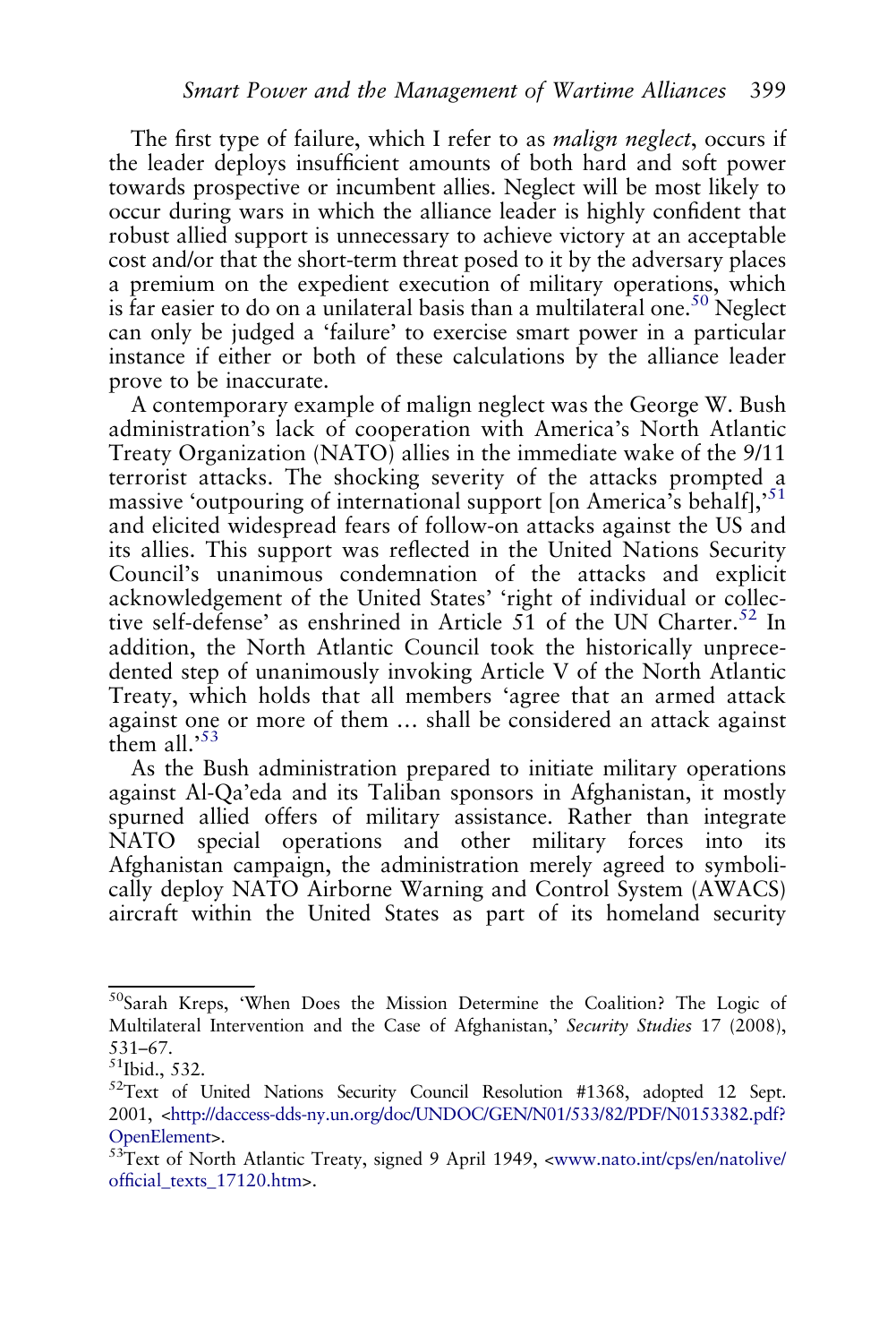The first type of failure, which I refer to as *malign neglect*, occurs if the leader deploys insufficient amounts of both hard and soft power towards prospective or incumbent allies. Neglect will be most likely to occur during wars in which the alliance leader is highly confident that robust allied support is unnecessary to achieve victory at an acceptable cost and/or that the short-term threat posed to it by the adversary places a premium on the expedient execution of military operations, which is far easier to do on a unilateral basis than a multilateral one.[50] Neglect can only be judged a 'failure' to exercise smart power in a particular instance if either or both of these calculations by the alliance leader prove to be inaccurate.

A contemporary example of malign neglect was the George W. Bush administration's lack of cooperation with America's North Atlantic Treaty Organization (NATO) allies in the immediate wake of the 9/11 terrorist attacks. The shocking severity of the attacks prompted a massive 'outpouring of international support [on America's behalf],'[51] and elicited widespread fears of follow-on attacks against the US and its allies. This support was reflected in the United Nations Security Council's unanimous condemnation of the attacks and explicit acknowledgement of the United States' 'right of individual or collective self-defense' as enshrined in Article 51 of the UN Charter.[52] In addition, the North Atlantic Council took the historically unprecedented step of unanimously invoking Article V of the North Atlantic Treaty, which holds that all members 'agree that an armed attack against one or more of them … shall be considered an attack against them all.'[53]

As the Bush administration prepared to initiate military operations against Al-Qa'eda and its Taliban sponsors in Afghanistan, it mostly spurned allied offers of military assistance. Rather than integrate NATO special operations and other military forces into its Afghanistan campaign, the administration merely agreed to symbolically deploy NATO Airborne Warning and Control System (AWACS) aircraft within the United States as part of its homeland security

---

[50] Sarah Kreps, 'When Does the Mission Determine the Coalition? The Logic of Multilateral Intervention and the Case of Afghanistan,' *Security Studies* 17 (2008), 531–67.

[51] Ibid., 532.

[52] Text of United Nations Security Council Resolution #1368, adopted 12 Sept. 2001, <http://daccess-dds-ny.un.org/doc/UNDOC/GEN/N01/533/82/PDF/N0153382.pdf?OpenElement>.

[53] Text of North Atlantic Treaty, signed 9 April 1949, <www.nato.int/cps/en/natolive/official_texts_17120.htm>.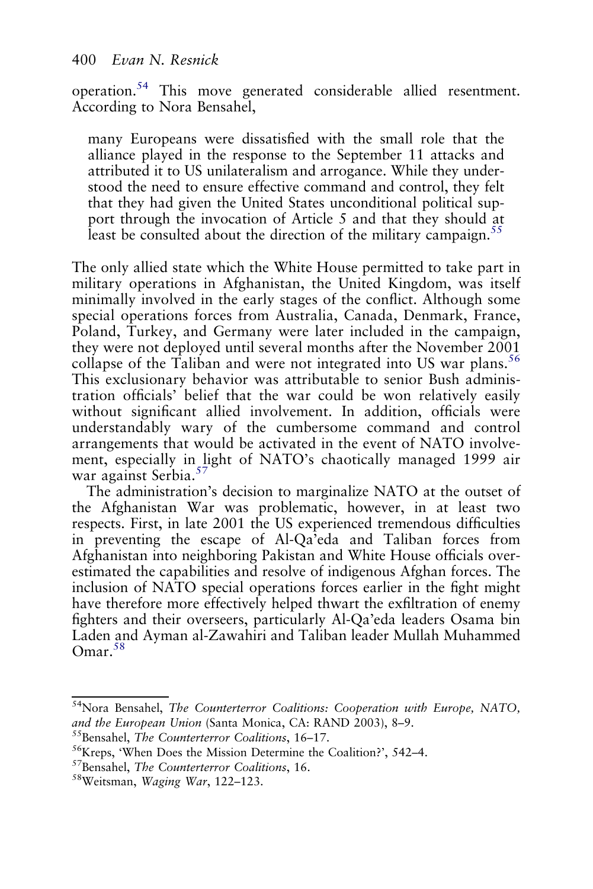operation.[54] This move generated considerable allied resentment. According to Nora Bensahel,

> many Europeans were dissatisfied with the small role that the alliance played in the response to the September 11 attacks and attributed it to US unilateralism and arrogance. While they understood the need to ensure effective command and control, they felt that they had given the United States unconditional political support through the invocation of Article 5 and that they should at least be consulted about the direction of the military campaign.[55]

The only allied state which the White House permitted to take part in military operations in Afghanistan, the United Kingdom, was itself minimally involved in the early stages of the conflict. Although some special operations forces from Australia, Canada, Denmark, France, Poland, Turkey, and Germany were later included in the campaign, they were not deployed until several months after the November 2001 collapse of the Taliban and were not integrated into US war plans.[56] This exclusionary behavior was attributable to senior Bush administration officials' belief that the war could be won relatively easily without significant allied involvement. In addition, officials were understandably wary of the cumbersome command and control arrangements that would be activated in the event of NATO involvement, especially in light of NATO's chaotically managed 1999 air war against Serbia.[57]

The administration's decision to marginalize NATO at the outset of the Afghanistan War was problematic, however, in at least two respects. First, in late 2001 the US experienced tremendous difficulties in preventing the escape of Al-Qa'eda and Taliban forces from Afghanistan into neighboring Pakistan and White House officials overestimated the capabilities and resolve of indigenous Afghan forces. The inclusion of NATO special operations forces earlier in the fight might have therefore more effectively helped thwart the exfiltration of enemy fighters and their overseers, particularly Al-Qa'eda leaders Osama bin Laden and Ayman al-Zawahiri and Taliban leader Mullah Muhammed Omar.[58]

---

[54] Nora Bensahel, *The Counterterror Coalitions: Cooperation with Europe, NATO, and the European Union* (Santa Monica, CA: RAND 2003), 8–9.

[55] Bensahel, *The Counterterror Coalitions*, 16–17.

[56] Kreps, 'When Does the Mission Determine the Coalition?', 542–4.

[57] Bensahel, *The Counterterror Coalitions*, 16.

[58] Weitsman, *Waging War*, 122–123.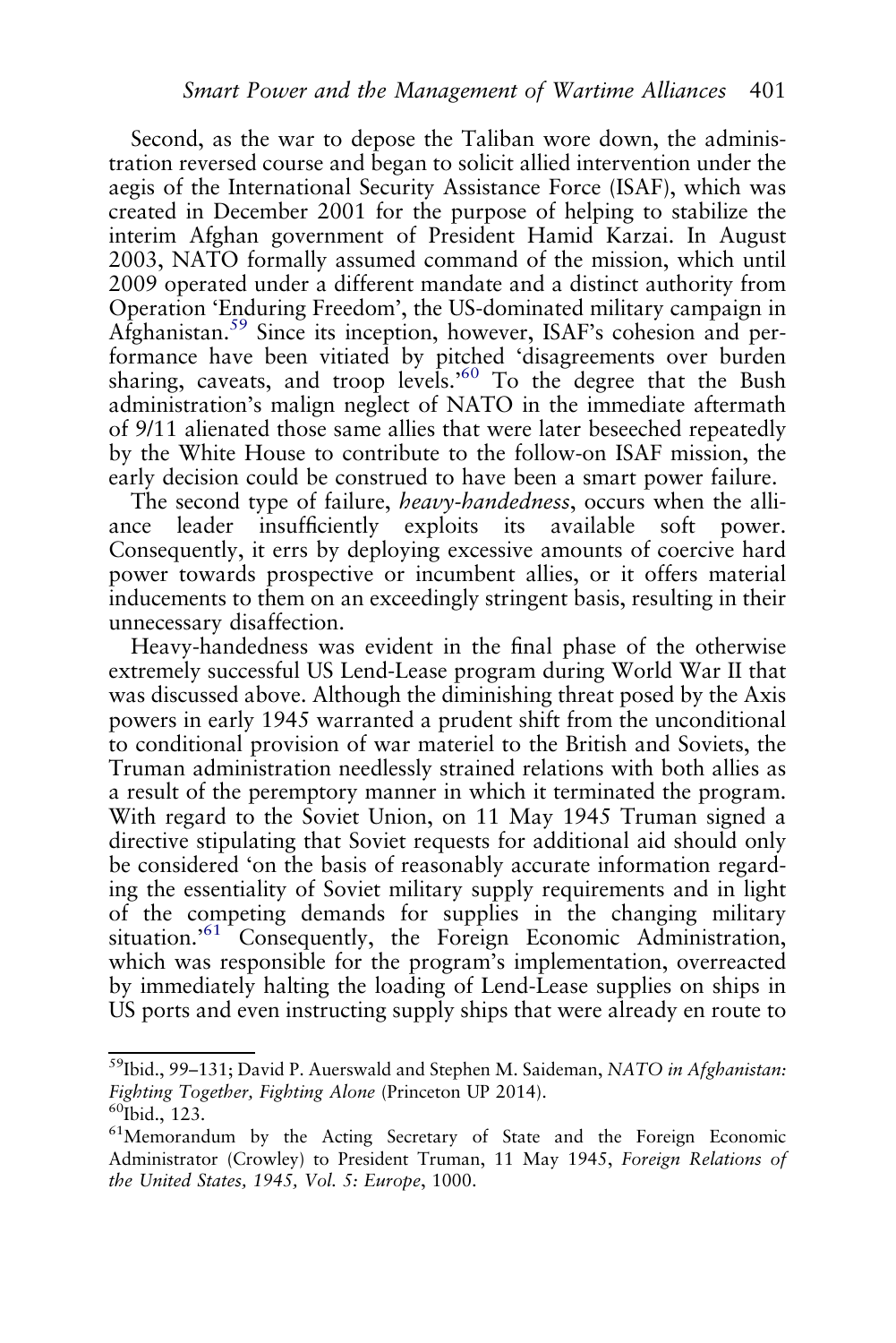Second, as the war to depose the Taliban wore down, the administration reversed course and began to solicit allied intervention under the aegis of the International Security Assistance Force (ISAF), which was created in December 2001 for the purpose of helping to stabilize the interim Afghan government of President Hamid Karzai. In August 2003, NATO formally assumed command of the mission, which until 2009 operated under a different mandate and a distinct authority from Operation 'Enduring Freedom', the US-dominated military campaign in Afghanistan.[59] Since its inception, however, ISAF's cohesion and performance have been vitiated by pitched 'disagreements over burden sharing, caveats, and troop levels.'[60] To the degree that the Bush administration's malign neglect of NATO in the immediate aftermath of 9/11 alienated those same allies that were later beseeched repeatedly by the White House to contribute to the follow-on ISAF mission, the early decision could be construed to have been a smart power failure.

The second type of failure, *heavy-handedness*, occurs when the alliance leader insufficiently exploits its available soft power. Consequently, it errs by deploying excessive amounts of coercive hard power towards prospective or incumbent allies, or it offers material inducements to them on an exceedingly stringent basis, resulting in their unnecessary disaffection.

Heavy-handedness was evident in the final phase of the otherwise extremely successful US Lend-Lease program during World War II that was discussed above. Although the diminishing threat posed by the Axis powers in early 1945 warranted a prudent shift from the unconditional to conditional provision of war materiel to the British and Soviets, the Truman administration needlessly strained relations with both allies as a result of the peremptory manner in which it terminated the program. With regard to the Soviet Union, on 11 May 1945 Truman signed a directive stipulating that Soviet requests for additional aid should only be considered 'on the basis of reasonably accurate information regarding the essentiality of Soviet military supply requirements and in light of the competing demands for supplies in the changing military situation.'[61] Consequently, the Foreign Economic Administration, which was responsible for the program's implementation, overreacted by immediately halting the loading of Lend-Lease supplies on ships in US ports and even instructing supply ships that were already en route to

[59]Ibid., 99–131; David P. Auerswald and Stephen M. Saideman, *NATO in Afghanistan: Fighting Together, Fighting Alone* (Princeton UP 2014).

[60]Ibid., 123.

[61]Memorandum by the Acting Secretary of State and the Foreign Economic Administrator (Crowley) to President Truman, 11 May 1945, *Foreign Relations of the United States, 1945, Vol. 5: Europe*, 1000.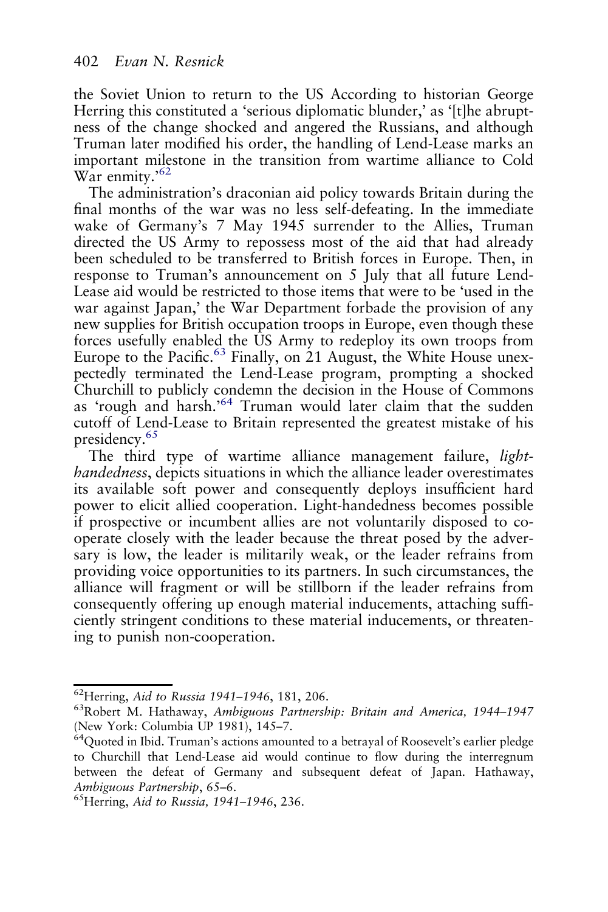the Soviet Union to return to the US According to historian George Herring this constituted a 'serious diplomatic blunder,' as '[t]he abruptness of the change shocked and angered the Russians, and although Truman later modified his order, the handling of Lend-Lease marks an important milestone in the transition from wartime alliance to Cold War enmity.'[62]

The administration's draconian aid policy towards Britain during the final months of the war was no less self-defeating. In the immediate wake of Germany's 7 May 1945 surrender to the Allies, Truman directed the US Army to repossess most of the aid that had already been scheduled to be transferred to British forces in Europe. Then, in response to Truman's announcement on 5 July that all future Lend-Lease aid would be restricted to those items that were to be 'used in the war against Japan,' the War Department forbade the provision of any new supplies for British occupation troops in Europe, even though these forces usefully enabled the US Army to redeploy its own troops from Europe to the Pacific.[63] Finally, on 21 August, the White House unexpectedly terminated the Lend-Lease program, prompting a shocked Churchill to publicly condemn the decision in the House of Commons as 'rough and harsh.'[64] Truman would later claim that the sudden cutoff of Lend-Lease to Britain represented the greatest mistake of his presidency.[65]

The third type of wartime alliance management failure, *light-handedness*, depicts situations in which the alliance leader overestimates its available soft power and consequently deploys insufficient hard power to elicit allied cooperation. Light-handedness becomes possible if prospective or incumbent allies are not voluntarily disposed to cooperate closely with the leader because the threat posed by the adversary is low, the leader is militarily weak, or the leader refrains from providing voice opportunities to its partners. In such circumstances, the alliance will fragment or will be stillborn if the leader refrains from consequently offering up enough material inducements, attaching sufficiently stringent conditions to these material inducements, or threatening to punish non-cooperation.

---

[62]Herring, *Aid to Russia 1941–1946*, 181, 206.

[63]Robert M. Hathaway, *Ambiguous Partnership: Britain and America, 1944–1947* (New York: Columbia UP 1981), 145–7.

[64]Quoted in Ibid. Truman's actions amounted to a betrayal of Roosevelt's earlier pledge to Churchill that Lend-Lease aid would continue to flow during the interregnum between the defeat of Germany and subsequent defeat of Japan. Hathaway, *Ambiguous Partnership*, 65–6.

[65]Herring, *Aid to Russia, 1941–1946*, 236.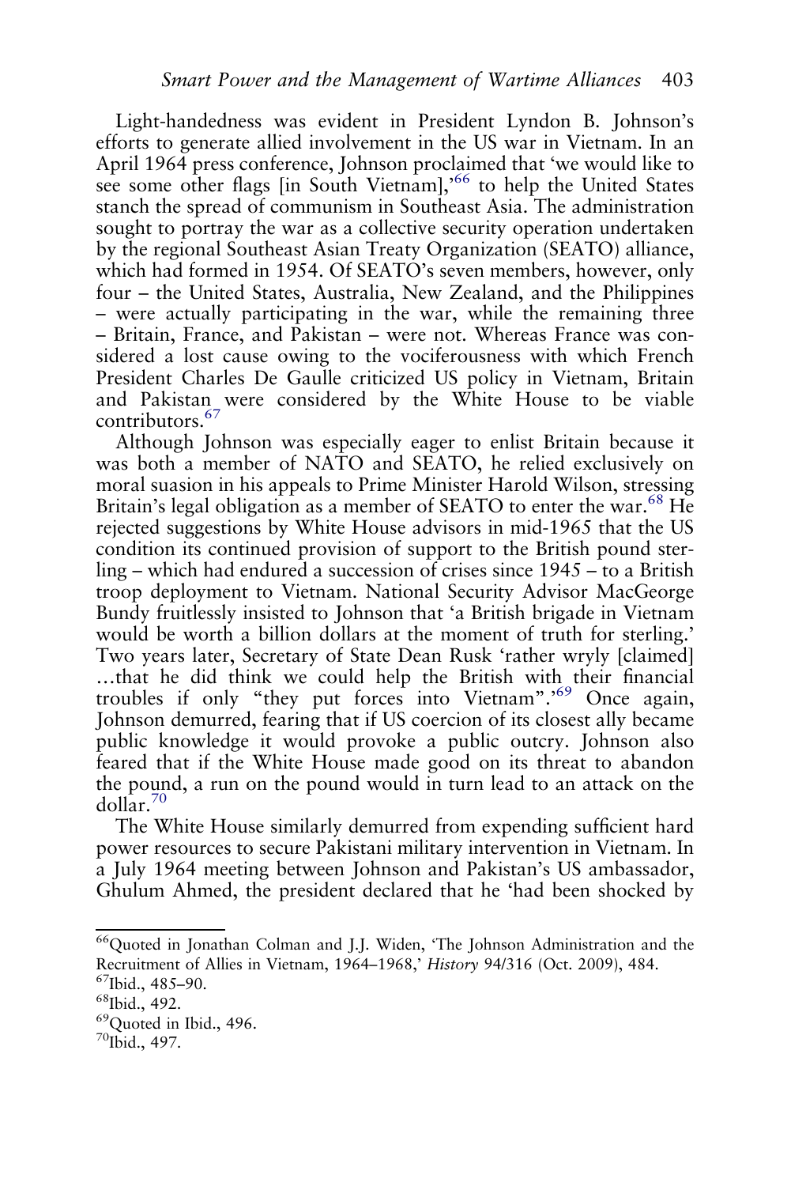Light-handedness was evident in President Lyndon B. Johnson's efforts to generate allied involvement in the US war in Vietnam. In an April 1964 press conference, Johnson proclaimed that 'we would like to see some other flags [in South Vietnam],'[66] to help the United States stanch the spread of communism in Southeast Asia. The administration sought to portray the war as a collective security operation undertaken by the regional Southeast Asian Treaty Organization (SEATO) alliance, which had formed in 1954. Of SEATO's seven members, however, only four – the United States, Australia, New Zealand, and the Philippines – were actually participating in the war, while the remaining three – Britain, France, and Pakistan – were not. Whereas France was considered a lost cause owing to the vociferousness with which French President Charles De Gaulle criticized US policy in Vietnam, Britain and Pakistan were considered by the White House to be viable contributors.[67]

Although Johnson was especially eager to enlist Britain because it was both a member of NATO and SEATO, he relied exclusively on moral suasion in his appeals to Prime Minister Harold Wilson, stressing Britain's legal obligation as a member of SEATO to enter the war.[68] He rejected suggestions by White House advisors in mid-1965 that the US condition its continued provision of support to the British pound sterling – which had endured a succession of crises since 1945 – to a British troop deployment to Vietnam. National Security Advisor MacGeorge Bundy fruitlessly insisted to Johnson that 'a British brigade in Vietnam would be worth a billion dollars at the moment of truth for sterling.' Two years later, Secretary of State Dean Rusk 'rather wryly [claimed] …that he did think we could help the British with their financial troubles if only "they put forces into Vietnam".'[69] Once again, Johnson demurred, fearing that if US coercion of its closest ally became public knowledge it would provoke a public outcry. Johnson also feared that if the White House made good on its threat to abandon the pound, a run on the pound would in turn lead to an attack on the dollar.[70]

The White House similarly demurred from expending sufficient hard power resources to secure Pakistani military intervention in Vietnam. In a July 1964 meeting between Johnson and Pakistan's US ambassador, Ghulum Ahmed, the president declared that he 'had been shocked by

---

[66] Quoted in Jonathan Colman and J.J. Widen, 'The Johnson Administration and the Recruitment of Allies in Vietnam, 1964–1968,' *History* 94/316 (Oct. 2009), 484.

[67] Ibid., 485–90.

[68] Ibid., 492.

[69] Quoted in Ibid., 496.

[70] Ibid., 497.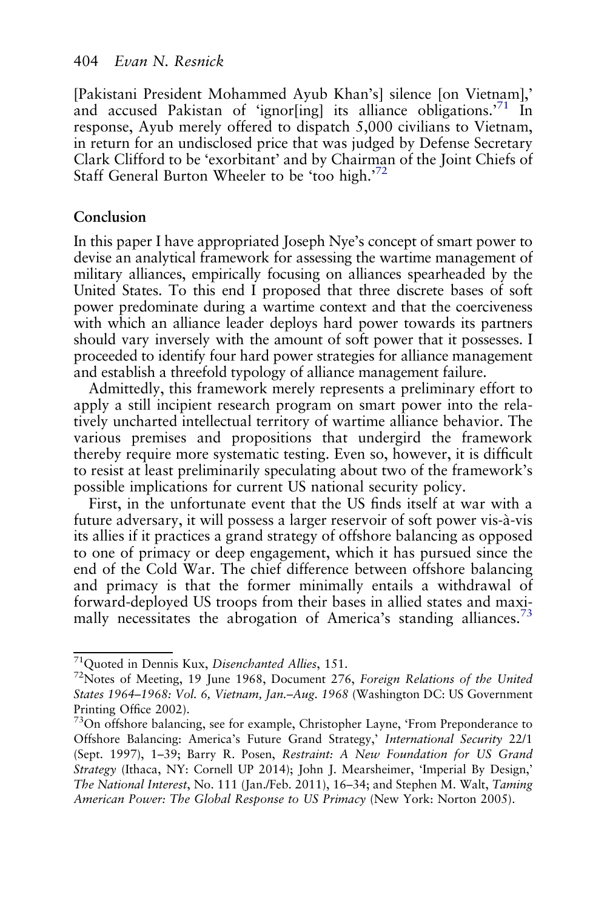[Pakistani President Mohammed Ayub Khan's] silence [on Vietnam],' and accused Pakistan of 'ignor[ing] its alliance obligations.'[71] In response, Ayub merely offered to dispatch 5,000 civilians to Vietnam, in return for an undisclosed price that was judged by Defense Secretary Clark Clifford to be 'exorbitant' and by Chairman of the Joint Chiefs of Staff General Burton Wheeler to be 'too high.'[72]

## Conclusion

In this paper I have appropriated Joseph Nye's concept of smart power to devise an analytical framework for assessing the wartime management of military alliances, empirically focusing on alliances spearheaded by the United States. To this end I proposed that three discrete bases of soft power predominate during a wartime context and that the coerciveness with which an alliance leader deploys hard power towards its partners should vary inversely with the amount of soft power that it possesses. I proceeded to identify four hard power strategies for alliance management and establish a threefold typology of alliance management failure.

Admittedly, this framework merely represents a preliminary effort to apply a still incipient research program on smart power into the relatively uncharted intellectual territory of wartime alliance behavior. The various premises and propositions that undergird the framework thereby require more systematic testing. Even so, however, it is difficult to resist at least preliminarily speculating about two of the framework's possible implications for current US national security policy.

First, in the unfortunate event that the US finds itself at war with a future adversary, it will possess a larger reservoir of soft power vis-à-vis its allies if it practices a grand strategy of offshore balancing as opposed to one of primacy or deep engagement, which it has pursued since the end of the Cold War. The chief difference between offshore balancing and primacy is that the former minimally entails a withdrawal of forward-deployed US troops from their bases in allied states and maximally necessitates the abrogation of America's standing alliances.[73]

---

[71] Quoted in Dennis Kux, *Disenchanted Allies*, 151.

[72] Notes of Meeting, 19 June 1968, Document 276, *Foreign Relations of the United States 1964–1968: Vol. 6, Vietnam, Jan.–Aug. 1968* (Washington DC: US Government Printing Office 2002).

[73] On offshore balancing, see for example, Christopher Layne, 'From Preponderance to Offshore Balancing: America's Future Grand Strategy,' *International Security* 22/1 (Sept. 1997), 1–39; Barry R. Posen, *Restraint: A New Foundation for US Grand Strategy* (Ithaca, NY: Cornell UP 2014); John J. Mearsheimer, 'Imperial By Design,' *The National Interest*, No. 111 (Jan./Feb. 2011), 16–34; and Stephen M. Walt, *Taming American Power: The Global Response to US Primacy* (New York: Norton 2005).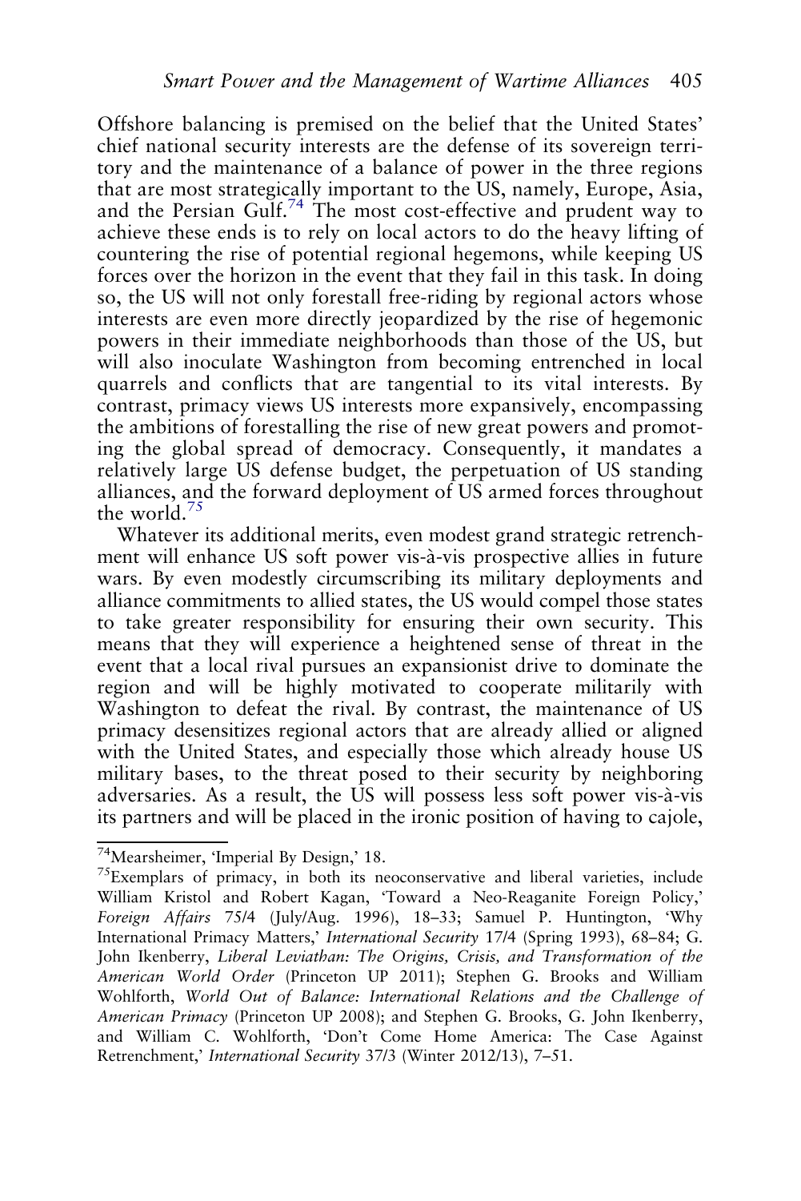Offshore balancing is premised on the belief that the United States' chief national security interests are the defense of its sovereign territory and the maintenance of a balance of power in the three regions that are most strategically important to the US, namely, Europe, Asia, and the Persian Gulf.[74] The most cost-effective and prudent way to achieve these ends is to rely on local actors to do the heavy lifting of countering the rise of potential regional hegemons, while keeping US forces over the horizon in the event that they fail in this task. In doing so, the US will not only forestall free-riding by regional actors whose interests are even more directly jeopardized by the rise of hegemonic powers in their immediate neighborhoods than those of the US, but will also inoculate Washington from becoming entrenched in local quarrels and conflicts that are tangential to its vital interests. By contrast, primacy views US interests more expansively, encompassing the ambitions of forestalling the rise of new great powers and promoting the global spread of democracy. Consequently, it mandates a relatively large US defense budget, the perpetuation of US standing alliances, and the forward deployment of US armed forces throughout the world.[75]

Whatever its additional merits, even modest grand strategic retrenchment will enhance US soft power vis-à-vis prospective allies in future wars. By even modestly circumscribing its military deployments and alliance commitments to allied states, the US would compel those states to take greater responsibility for ensuring their own security. This means that they will experience a heightened sense of threat in the event that a local rival pursues an expansionist drive to dominate the region and will be highly motivated to cooperate militarily with Washington to defeat the rival. By contrast, the maintenance of US primacy desensitizes regional actors that are already allied or aligned with the United States, and especially those which already house US military bases, to the threat posed to their security by neighboring adversaries. As a result, the US will possess less soft power vis-à-vis its partners and will be placed in the ironic position of having to cajole,

[74]Mearsheimer, 'Imperial By Design,' 18.

[75]Exemplars of primacy, in both its neoconservative and liberal varieties, include William Kristol and Robert Kagan, 'Toward a Neo-Reaganite Foreign Policy,' *Foreign Affairs* 75/4 (July/Aug. 1996), 18–33; Samuel P. Huntington, 'Why International Primacy Matters,' *International Security* 17/4 (Spring 1993), 68–84; G. John Ikenberry, *Liberal Leviathan: The Origins, Crisis, and Transformation of the American World Order* (Princeton UP 2011); Stephen G. Brooks and William Wohlforth, *World Out of Balance: International Relations and the Challenge of American Primacy* (Princeton UP 2008); and Stephen G. Brooks, G. John Ikenberry, and William C. Wohlforth, 'Don't Come Home America: The Case Against Retrenchment,' *International Security* 37/3 (Winter 2012/13), 7–51.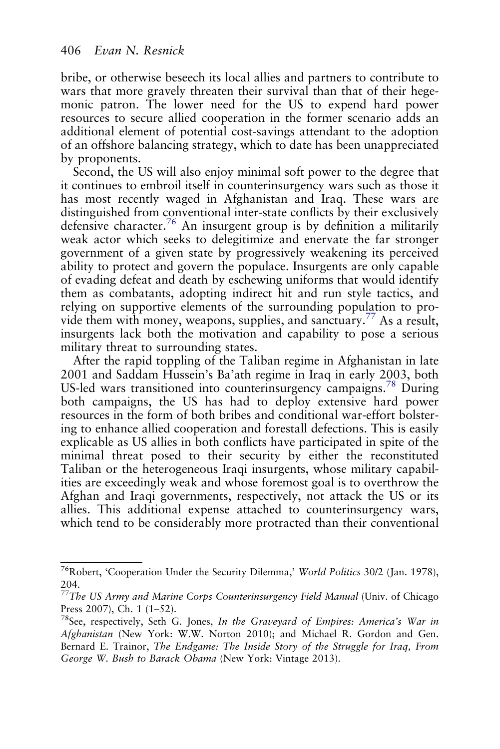bribe, or otherwise beseech its local allies and partners to contribute to wars that more gravely threaten their survival than that of their hegemonic patron. The lower need for the US to expend hard power resources to secure allied cooperation in the former scenario adds an additional element of potential cost-savings attendant to the adoption of an offshore balancing strategy, which to date has been unappreciated by proponents.

Second, the US will also enjoy minimal soft power to the degree that it continues to embroil itself in counterinsurgency wars such as those it has most recently waged in Afghanistan and Iraq. These wars are distinguished from conventional inter-state conflicts by their exclusively defensive character.[76] An insurgent group is by definition a militarily weak actor which seeks to delegitimize and enervate the far stronger government of a given state by progressively weakening its perceived ability to protect and govern the populace. Insurgents are only capable of evading defeat and death by eschewing uniforms that would identify them as combatants, adopting indirect hit and run style tactics, and relying on supportive elements of the surrounding population to provide them with money, weapons, supplies, and sanctuary.[77] As a result, insurgents lack both the motivation and capability to pose a serious military threat to surrounding states.

After the rapid toppling of the Taliban regime in Afghanistan in late 2001 and Saddam Hussein's Ba'ath regime in Iraq in early 2003, both US-led wars transitioned into counterinsurgency campaigns.[78] During both campaigns, the US has had to deploy extensive hard power resources in the form of both bribes and conditional war-effort bolstering to enhance allied cooperation and forestall defections. This is easily explicable as US allies in both conflicts have participated in spite of the minimal threat posed to their security by either the reconstituted Taliban or the heterogeneous Iraqi insurgents, whose military capabilities are exceedingly weak and whose foremost goal is to overthrow the Afghan and Iraqi governments, respectively, not attack the US or its allies. This additional expense attached to counterinsurgency wars, which tend to be considerably more protracted than their conventional

---

[76]Robert, 'Cooperation Under the Security Dilemma,' *World Politics* 30/2 (Jan. 1978), 204.

[77]*The US Army and Marine Corps Counterinsurgency Field Manual* (Univ. of Chicago Press 2007), Ch. 1 (1–52).

[78]See, respectively, Seth G. Jones, *In the Graveyard of Empires: America's War in Afghanistan* (New York: W.W. Norton 2010); and Michael R. Gordon and Gen. Bernard E. Trainor, *The Endgame: The Inside Story of the Struggle for Iraq, From George W. Bush to Barack Obama* (New York: Vintage 2013).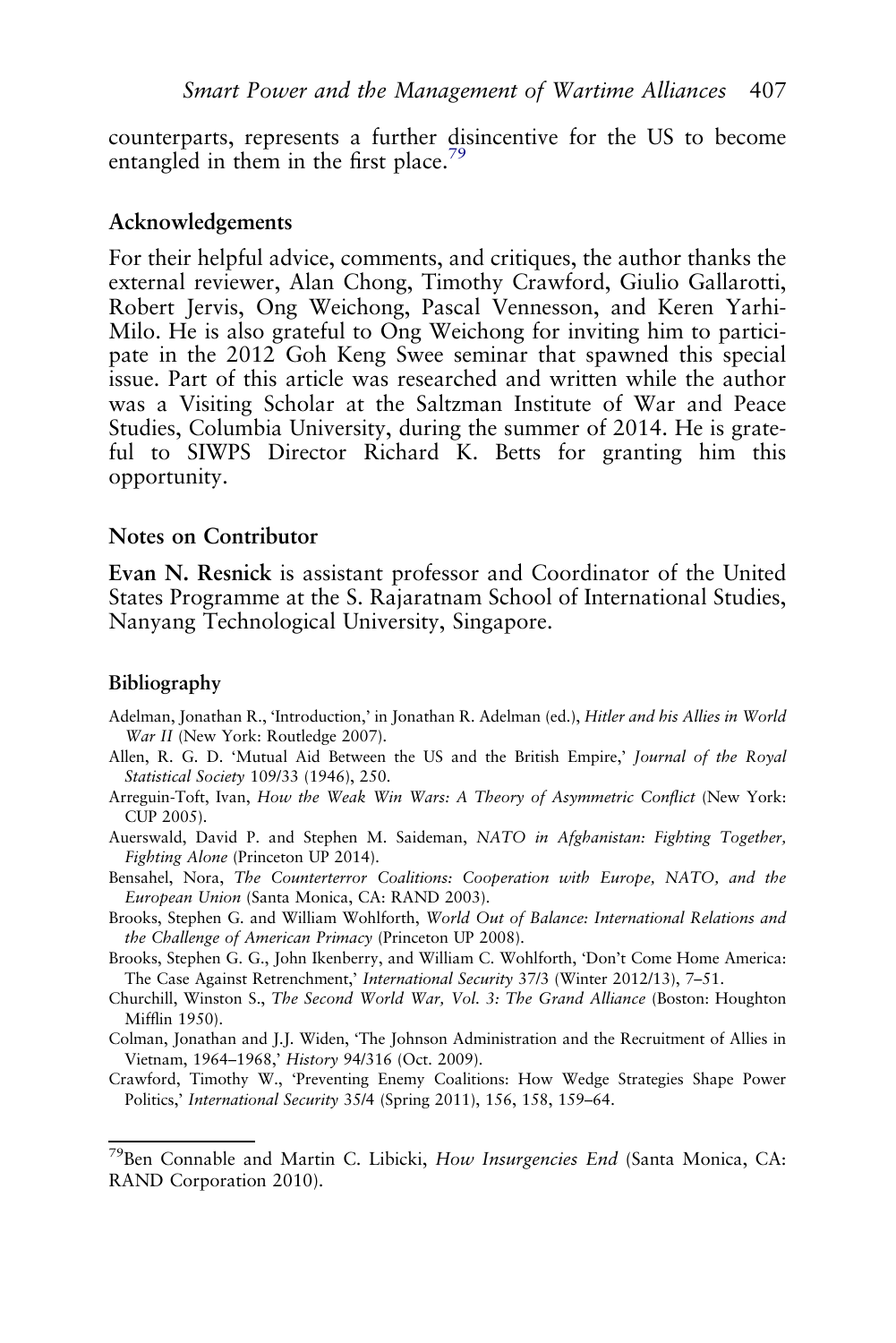counterparts, represents a further disincentive for the US to become entangled in them in the first place.[79]

## Acknowledgements

For their helpful advice, comments, and critiques, the author thanks the external reviewer, Alan Chong, Timothy Crawford, Giulio Gallarotti, Robert Jervis, Ong Weichong, Pascal Vennesson, and Keren Yarhi-Milo. He is also grateful to Ong Weichong for inviting him to participate in the 2012 Goh Keng Swee seminar that spawned this special issue. Part of this article was researched and written while the author was a Visiting Scholar at the Saltzman Institute of War and Peace Studies, Columbia University, during the summer of 2014. He is grateful to SIWPS Director Richard K. Betts for granting him this opportunity.

## Notes on Contributor

**Evan N. Resnick** is assistant professor and Coordinator of the United States Programme at the S. Rajaratnam School of International Studies, Nanyang Technological University, Singapore.

## Bibliography

Adelman, Jonathan R., 'Introduction,' in Jonathan R. Adelman (ed.), *Hitler and his Allies in World War II* (New York: Routledge 2007).

Allen, R. G. D. 'Mutual Aid Between the US and the British Empire,' *Journal of the Royal Statistical Society* 109/33 (1946), 250.

Arreguin-Toft, Ivan, *How the Weak Win Wars: A Theory of Asymmetric Conflict* (New York: CUP 2005).

Auerswald, David P. and Stephen M. Saideman, *NATO in Afghanistan: Fighting Together, Fighting Alone* (Princeton UP 2014).

Bensahel, Nora, *The Counterterror Coalitions: Cooperation with Europe, NATO, and the European Union* (Santa Monica, CA: RAND 2003).

Brooks, Stephen G. and William Wohlforth, *World Out of Balance: International Relations and the Challenge of American Primacy* (Princeton UP 2008).

Brooks, Stephen G. G., John Ikenberry, and William C. Wohlforth, 'Don't Come Home America: The Case Against Retrenchment,' *International Security* 37/3 (Winter 2012/13), 7–51.

Churchill, Winston S., *The Second World War, Vol. 3: The Grand Alliance* (Boston: Houghton Mifflin 1950).

Colman, Jonathan and J.J. Widen, 'The Johnson Administration and the Recruitment of Allies in Vietnam, 1964–1968,' *History* 94/316 (Oct. 2009).

Crawford, Timothy W., 'Preventing Enemy Coalitions: How Wedge Strategies Shape Power Politics,' *International Security* 35/4 (Spring 2011), 156, 158, 159–64.

---

[79]Ben Connable and Martin C. Libicki, *How Insurgencies End* (Santa Monica, CA: RAND Corporation 2010).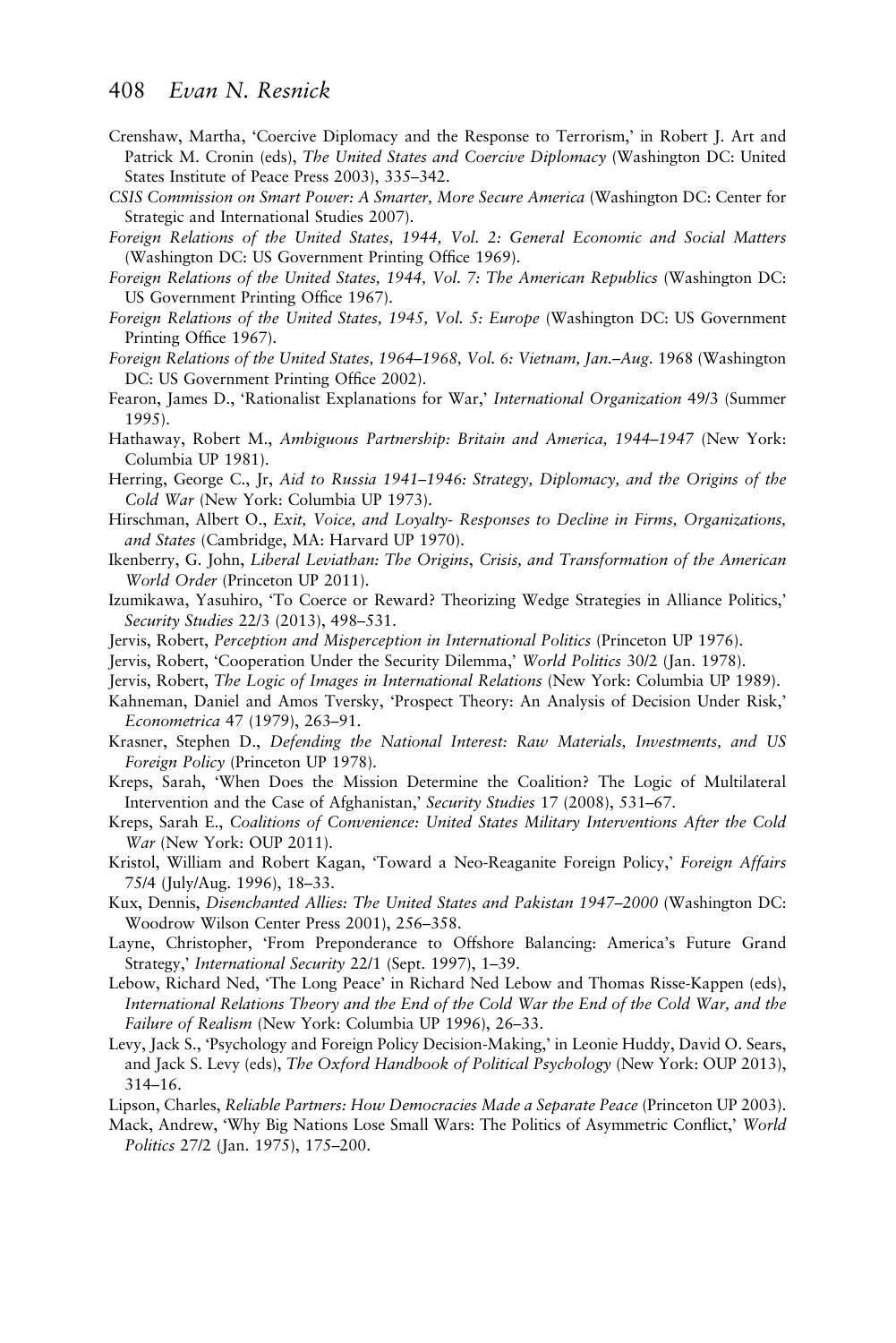Crenshaw, Martha, 'Coercive Diplomacy and the Response to Terrorism,' in Robert J. Art and Patrick M. Cronin (eds), *The United States and Coercive Diplomacy* (Washington DC: United States Institute of Peace Press 2003), 335–342.

*CSIS Commission on Smart Power: A Smarter, More Secure America* (Washington DC: Center for Strategic and International Studies 2007).

*Foreign Relations of the United States, 1944, Vol. 2: General Economic and Social Matters* (Washington DC: US Government Printing Office 1969).

*Foreign Relations of the United States, 1944, Vol. 7: The American Republics* (Washington DC: US Government Printing Office 1967).

*Foreign Relations of the United States, 1945, Vol. 5: Europe* (Washington DC: US Government Printing Office 1967).

*Foreign Relations of the United States, 1964–1968, Vol. 6: Vietnam, Jan.–Aug*. 1968 (Washington DC: US Government Printing Office 2002).

Fearon, James D., 'Rationalist Explanations for War,' *International Organization* 49/3 (Summer 1995).

Hathaway, Robert M., *Ambiguous Partnership: Britain and America, 1944–1947* (New York: Columbia UP 1981).

Herring, George C., Jr, *Aid to Russia 1941–1946: Strategy, Diplomacy, and the Origins of the Cold War* (New York: Columbia UP 1973).

Hirschman, Albert O., *Exit, Voice, and Loyalty- Responses to Decline in Firms, Organizations, and States* (Cambridge, MA: Harvard UP 1970).

Ikenberry, G. John, *Liberal Leviathan: The Origins*, *Crisis, and Transformation of the American World Order* (Princeton UP 2011).

Izumikawa, Yasuhiro, 'To Coerce or Reward? Theorizing Wedge Strategies in Alliance Politics,' *Security Studies* 22/3 (2013), 498–531.

Jervis, Robert, *Perception and Misperception in International Politics* (Princeton UP 1976).

Jervis, Robert, 'Cooperation Under the Security Dilemma,' *World Politics* 30/2 (Jan. 1978).

Jervis, Robert, *The Logic of Images in International Relations* (New York: Columbia UP 1989).

Kahneman, Daniel and Amos Tversky, 'Prospect Theory: An Analysis of Decision Under Risk,' *Econometrica* 47 (1979), 263–91.

Krasner, Stephen D., *Defending the National Interest: Raw Materials, Investments, and US Foreign Policy* (Princeton UP 1978).

Kreps, Sarah, 'When Does the Mission Determine the Coalition? The Logic of Multilateral Intervention and the Case of Afghanistan,' *Security Studies* 17 (2008), 531–67.

Kreps, Sarah E., *Coalitions of Convenience: United States Military Interventions After the Cold War* (New York: OUP 2011).

Kristol, William and Robert Kagan, 'Toward a Neo-Reaganite Foreign Policy,' *Foreign Affairs* 75/4 (July/Aug. 1996), 18–33.

Kux, Dennis, *Disenchanted Allies: The United States and Pakistan 1947–2000* (Washington DC: Woodrow Wilson Center Press 2001), 256–358.

Layne, Christopher, 'From Preponderance to Offshore Balancing: America's Future Grand Strategy,' *International Security* 22/1 (Sept. 1997), 1–39.

Lebow, Richard Ned, 'The Long Peace' in Richard Ned Lebow and Thomas Risse-Kappen (eds), *International Relations Theory and the End of the Cold War the End of the Cold War, and the Failure of Realism* (New York: Columbia UP 1996), 26–33.

Levy, Jack S., 'Psychology and Foreign Policy Decision-Making,' in Leonie Huddy, David O. Sears, and Jack S. Levy (eds), *The Oxford Handbook of Political Psychology* (New York: OUP 2013), 314–16.

Lipson, Charles, *Reliable Partners: How Democracies Made a Separate Peace* (Princeton UP 2003).

Mack, Andrew, 'Why Big Nations Lose Small Wars: The Politics of Asymmetric Conflict,' *World Politics* 27/2 (Jan. 1975), 175–200.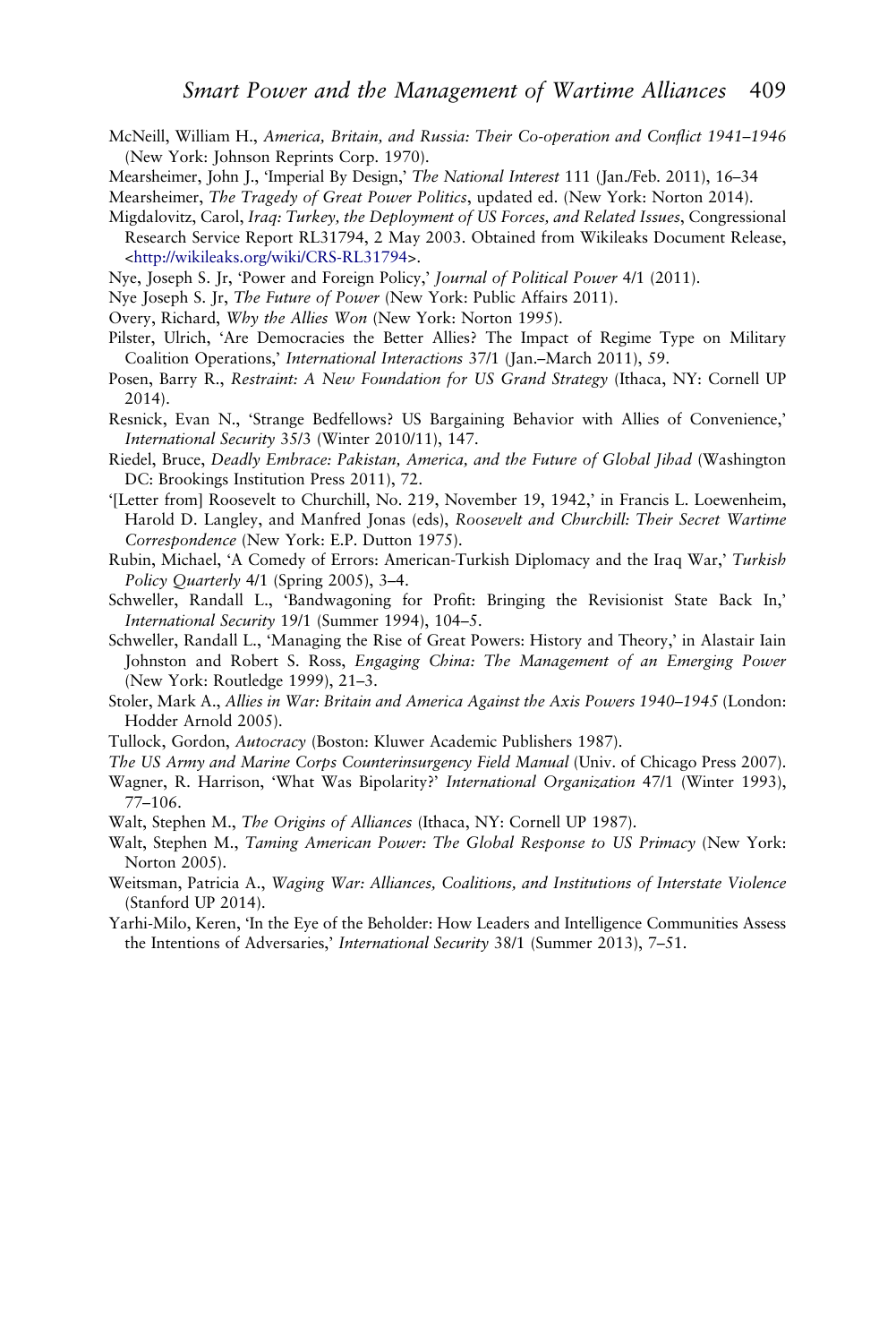McNeill, William H., *America, Britain, and Russia: Their Co-operation and Conflict 1941–1946* (New York: Johnson Reprints Corp. 1970).

Mearsheimer, John J., 'Imperial By Design,' *The National Interest* 111 (Jan./Feb. 2011), 16–34

Mearsheimer, *The Tragedy of Great Power Politics*, updated ed. (New York: Norton 2014).

Migdalovitz, Carol, *Iraq: Turkey, the Deployment of US Forces, and Related Issues*, Congressional Research Service Report RL31794, 2 May 2003. Obtained from Wikileaks Document Release, <http://wikileaks.org/wiki/CRS-RL31794>.

Nye, Joseph S. Jr, 'Power and Foreign Policy,' *Journal of Political Power* 4/1 (2011).

Nye Joseph S. Jr, *The Future of Power* (New York: Public Affairs 2011).

Overy, Richard, *Why the Allies Won* (New York: Norton 1995).

Pilster, Ulrich, 'Are Democracies the Better Allies? The Impact of Regime Type on Military Coalition Operations,' *International Interactions* 37/1 (Jan.–March 2011), 59.

Posen, Barry R., *Restraint: A New Foundation for US Grand Strategy* (Ithaca, NY: Cornell UP 2014).

Resnick, Evan N., 'Strange Bedfellows? US Bargaining Behavior with Allies of Convenience,' *International Security* 35/3 (Winter 2010/11), 147.

Riedel, Bruce, *Deadly Embrace: Pakistan, America, and the Future of Global Jihad* (Washington DC: Brookings Institution Press 2011), 72.

'[Letter from] Roosevelt to Churchill, No. 219, November 19, 1942,' in Francis L. Loewenheim, Harold D. Langley, and Manfred Jonas (eds), *Roosevelt and Churchill: Their Secret Wartime Correspondence* (New York: E.P. Dutton 1975).

Rubin, Michael, 'A Comedy of Errors: American-Turkish Diplomacy and the Iraq War,' *Turkish Policy Quarterly* 4/1 (Spring 2005), 3–4.

Schweller, Randall L., 'Bandwagoning for Profit: Bringing the Revisionist State Back In,' *International Security* 19/1 (Summer 1994), 104–5.

Schweller, Randall L., 'Managing the Rise of Great Powers: History and Theory,' in Alastair Iain Johnston and Robert S. Ross, *Engaging China: The Management of an Emerging Power* (New York: Routledge 1999), 21–3.

Stoler, Mark A., *Allies in War: Britain and America Against the Axis Powers 1940–1945* (London: Hodder Arnold 2005).

Tullock, Gordon, *Autocracy* (Boston: Kluwer Academic Publishers 1987).

*The US Army and Marine Corps Counterinsurgency Field Manual* (Univ. of Chicago Press 2007).

Wagner, R. Harrison, 'What Was Bipolarity?' *International Organization* 47/1 (Winter 1993), 77–106.

Walt, Stephen M., *The Origins of Alliances* (Ithaca, NY: Cornell UP 1987).

Walt, Stephen M., *Taming American Power: The Global Response to US Primacy* (New York: Norton 2005).

Weitsman, Patricia A., *Waging War: Alliances, Coalitions, and Institutions of Interstate Violence* (Stanford UP 2014).

Yarhi-Milo, Keren, 'In the Eye of the Beholder: How Leaders and Intelligence Communities Assess the Intentions of Adversaries,' *International Security* 38/1 (Summer 2013), 7–51.